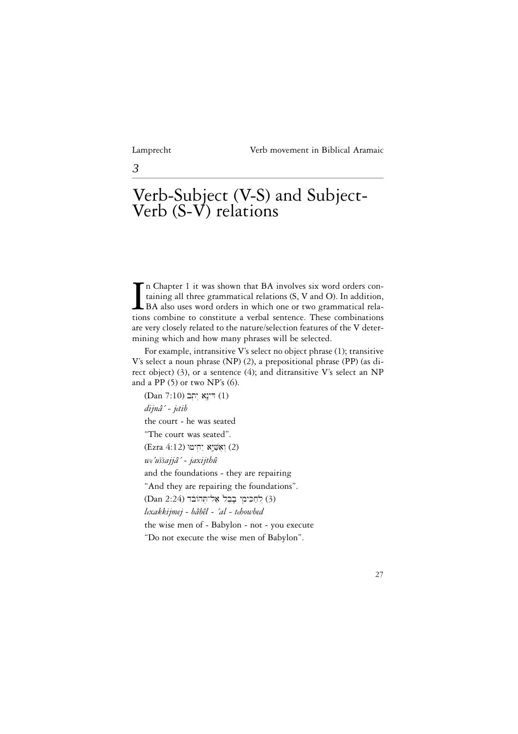# 3

# Verb-Subject (V-S) and Subject-Verb (S-V) relations

In Chapter 1 it was shown that BA involves six word orders containing all three grammatical relations (S, V and O). In addition, BA also uses word orders in which one or two grammatical relations combine to constitute a verbal sentence. These combinations are very closely related to the nature/selection features of the V determining which and how many phrases will be selected.

For example, intransitive V's select no object phrase (1); transitive V's select a noun phrase (NP) (2), a prepositional phrase (PP) (as direct object) (3), or a sentence (4); and ditransitive V's select an NP and a PP (5) or two NP's (6).

(1) דִּינָא יְתִב (Dan 7:10)

*dijnâ´ - jetib*

the court - he was seated

"The court was seated".

(2) וְאֻשַּׁיָּא יַחִיטוּ (Ezra 4:12)

*we´uššajjâ´ - jaxijthû*

and the foundations - they are repairing

"And they are repairing the foundations".

(3) לְחַכִּימֵי בָבֶל אַל־תְּהוֹבֵד (Dan 2:24)

*lexakkijmej - bâbêl - ´al - tehowbed*

the wise men of - Babylon - not - you execute

"Do not execute the wise men of Babylon".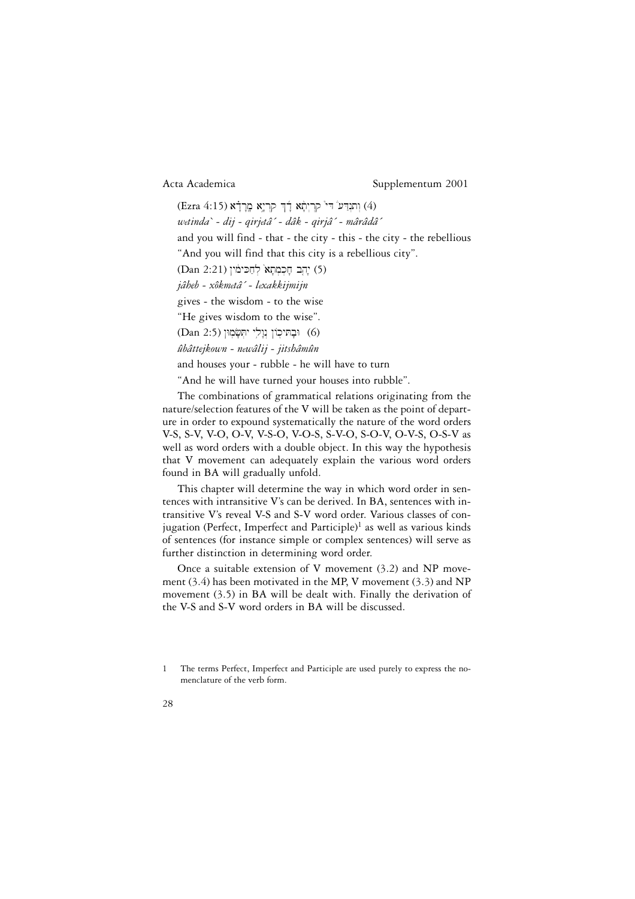(4) וְתִנְדַּע דִּי קִרְיְתָא דָךְ קִרְיָא מָרָדָא (Ezra 4:15)

*wetinda` - dij - qirjetâ´ - dâk - qirjâ´ - mârâdâ´*

and you will find - that - the city - this - the city - the rebellious

"And you will find that this city is a rebellious city".

(5) יָהֵב חָכְמְתָא לְחַכִּימִין (Dan 2:21)

*jâheb - xôkmetâ´ - lexakkijmijn*

gives - the wisdom - to the wise

"He gives wisdom to the wise".

(6) וּבָתֵּיכוֹן נְוָלִי יִתְּשָׂמוּן (Dan 2:5)

*ûbâttejkown - newâlij - jitshâmûn*

and houses your - rubble - he will have to turn

"And he will have turned your houses into rubble".

The combinations of grammatical relations originating from the nature/selection features of the V will be taken as the point of departure in order to expound systematically the nature of the word orders V-S, S-V, V-O, O-V, V-S-O, V-O-S, S-V-O, S-O-V, O-V-S, O-S-V as well as word orders with a double object. In this way the hypothesis that V movement can adequately explain the various word orders found in BA will gradually unfold.

This chapter will determine the way in which word order in sentences with intransitive V's can be derived. In BA, sentences with intransitive V's reveal V-S and S-V word order. Various classes of conjugation (Perfect, Imperfect and Participle)[1] as well as various kinds of sentences (for instance simple or complex sentences) will serve as further distinction in determining word order.

Once a suitable extension of V movement (3.2) and NP movement (3.4) has been motivated in the MP, V movement (3.3) and NP movement (3.5) in BA will be dealt with. Finally the derivation of the V-S and S-V word orders in BA will be discussed.

1 The terms Perfect, Imperfect and Participle are used purely to express the nomenclature of the verb form.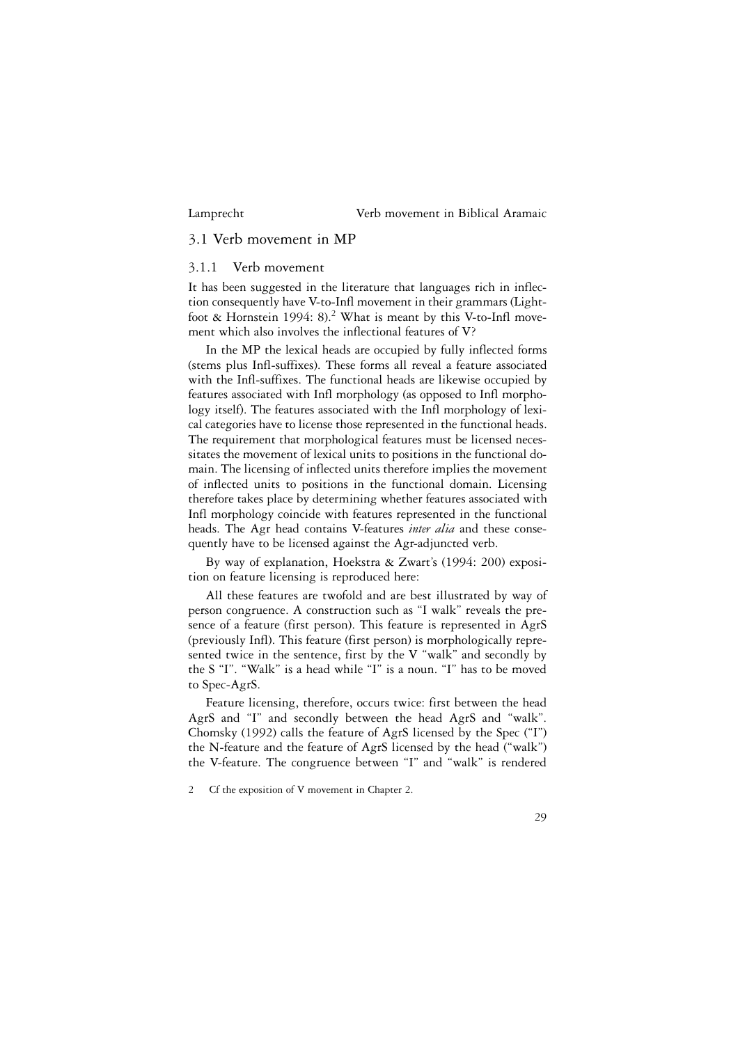## 3.1 Verb movement in MP

### 3.1.1 Verb movement

It has been suggested in the literature that languages rich in inflection consequently have V-to-Infl movement in their grammars (Lightfoot & Hornstein 1994: 8).[2] What is meant by this V-to-Infl movement which also involves the inflectional features of V?

In the MP the lexical heads are occupied by fully inflected forms (stems plus Infl-suffixes). These forms all reveal a feature associated with the Infl-suffixes. The functional heads are likewise occupied by features associated with Infl morphology (as opposed to Infl morphology itself). The features associated with the Infl morphology of lexical categories have to license those represented in the functional heads. The requirement that morphological features must be licensed necessitates the movement of lexical units to positions in the functional domain. The licensing of inflected units therefore implies the movement of inflected units to positions in the functional domain. Licensing therefore takes place by determining whether features associated with Infl morphology coincide with features represented in the functional heads. The Agr head contains V-features *inter alia* and these consequently have to be licensed against the Agr-adjuncted verb.

By way of explanation, Hoekstra & Zwart's (1994: 200) exposition on feature licensing is reproduced here:

All these features are twofold and are best illustrated by way of person congruence. A construction such as "I walk" reveals the presence of a feature (first person). This feature is represented in AgrS (previously Infl). This feature (first person) is morphologically represented twice in the sentence, first by the V "walk" and secondly by the S "I". "Walk" is a head while "I" is a noun. "I" has to be moved to Spec-AgrS.

Feature licensing, therefore, occurs twice: first between the head AgrS and "I" and secondly between the head AgrS and "walk". Chomsky (1992) calls the feature of AgrS licensed by the Spec ("I") the N-feature and the feature of AgrS licensed by the head ("walk") the V-feature. The congruence between "I" and "walk" is rendered

2 Cf the exposition of V movement in Chapter 2.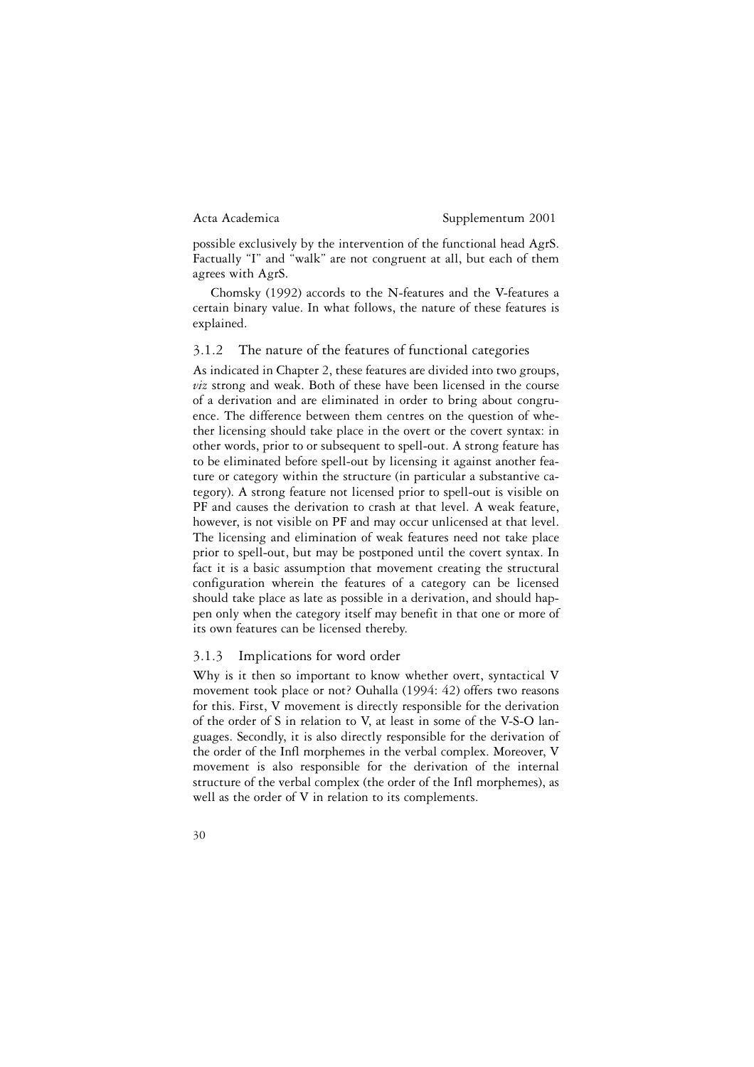possible exclusively by the intervention of the functional head AgrS. Factually "I" and "walk" are not congruent at all, but each of them agrees with AgrS.

Chomsky (1992) accords to the N-features and the V-features a certain binary value. In what follows, the nature of these features is explained.

### 3.1.2 The nature of the features of functional categories

As indicated in Chapter 2, these features are divided into two groups, *viz* strong and weak. Both of these have been licensed in the course of a derivation and are eliminated in order to bring about congruence. The difference between them centres on the question of whether licensing should take place in the overt or the covert syntax: in other words, prior to or subsequent to spell-out. A strong feature has to be eliminated before spell-out by licensing it against another feature or category within the structure (in particular a substantive category). A strong feature not licensed prior to spell-out is visible on PF and causes the derivation to crash at that level. A weak feature, however, is not visible on PF and may occur unlicensed at that level. The licensing and elimination of weak features need not take place prior to spell-out, but may be postponed until the covert syntax. In fact it is a basic assumption that movement creating the structural configuration wherein the features of a category can be licensed should take place as late as possible in a derivation, and should happen only when the category itself may benefit in that one or more of its own features can be licensed thereby.

### 3.1.3 Implications for word order

Why is it then so important to know whether overt, syntactical V movement took place or not? Ouhalla (1994: 42) offers two reasons for this. First, V movement is directly responsible for the derivation of the order of S in relation to V, at least in some of the V-S-O languages. Secondly, it is also directly responsible for the derivation of the order of the Infl morphemes in the verbal complex. Moreover, V movement is also responsible for the derivation of the internal structure of the verbal complex (the order of the Infl morphemes), as well as the order of V in relation to its complements.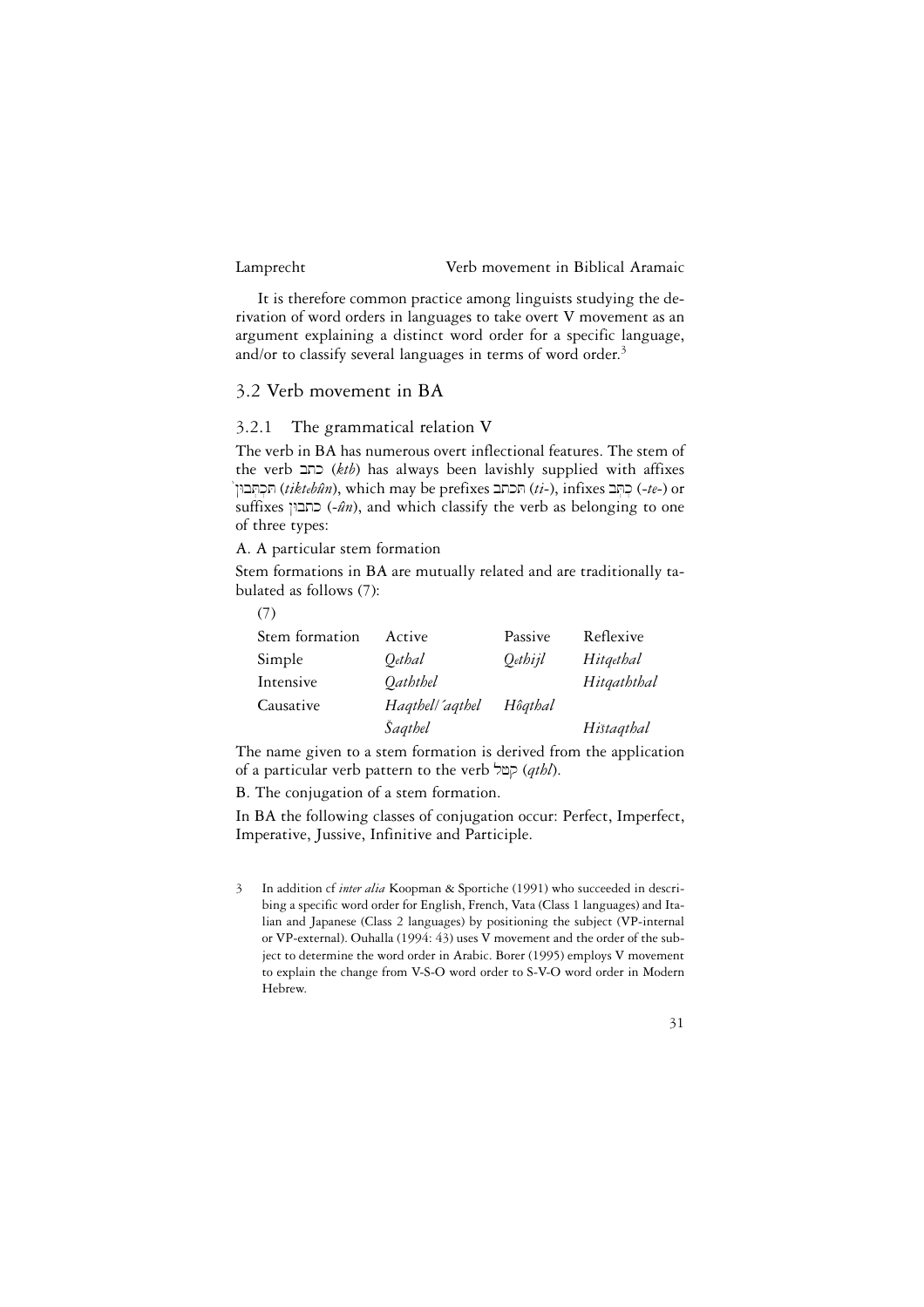It is therefore common practice among linguists studying the derivation of word orders in languages to take overt V movement as an argument explaining a distinct word order for a specific language, and/or to classify several languages in terms of word order.[3]

## 3.2 Verb movement in BA

### 3.2.1 The grammatical relation V

The verb כתב (*ktb*) has always been lavishly supplied with affixes תִּכְתְּבוּן (*tiktebûn*), which may be prefixes תכתב (*ti*-), infixes כְּתֵב (-*te*-) or suffixes כתבון (-*ûn*), and which classify the verb as belonging to one of three types:

A. A particular stem formation

Stem formations in BA are mutually related and are traditionally tabulated as follows (7):

(7)

| Stem formation | Active | Passive | Reflexive |
|---|---|---|---|
| Simple | *Qethal* | *Qethijl* | *Hitqethal* |
| Intensive | *Qaththel* | | *Hitqaththal* |
| Causative | *Haqthel/´aqthel* | *Hôqthal* | |
| | *Šaqthel* | | *Hištaqthal* |

The name given to a stem formation is derived from the application of a particular verb pattern to the verb קטל (*qthl*).

B. The conjugation of a stem formation.

In BA the following classes of conjugation occur: Perfect, Imperfect, Imperative, Jussive, Infinitive and Participle.

---

3 In addition cf *inter alia* Koopman & Sportiche (1991) who succeeded in describing a specific word order for English, French, Vata (Class 1 languages) and Italian and Japanese (Class 2 languages) by positioning the subject (VP-internal or VP-external). Ouhalla (1994: 43) uses V movement and the order of the subject to determine the word order in Arabic. Borer (1995) employs V movement to explain the change from V-S-O word order to S-V-O word order in Modern Hebrew.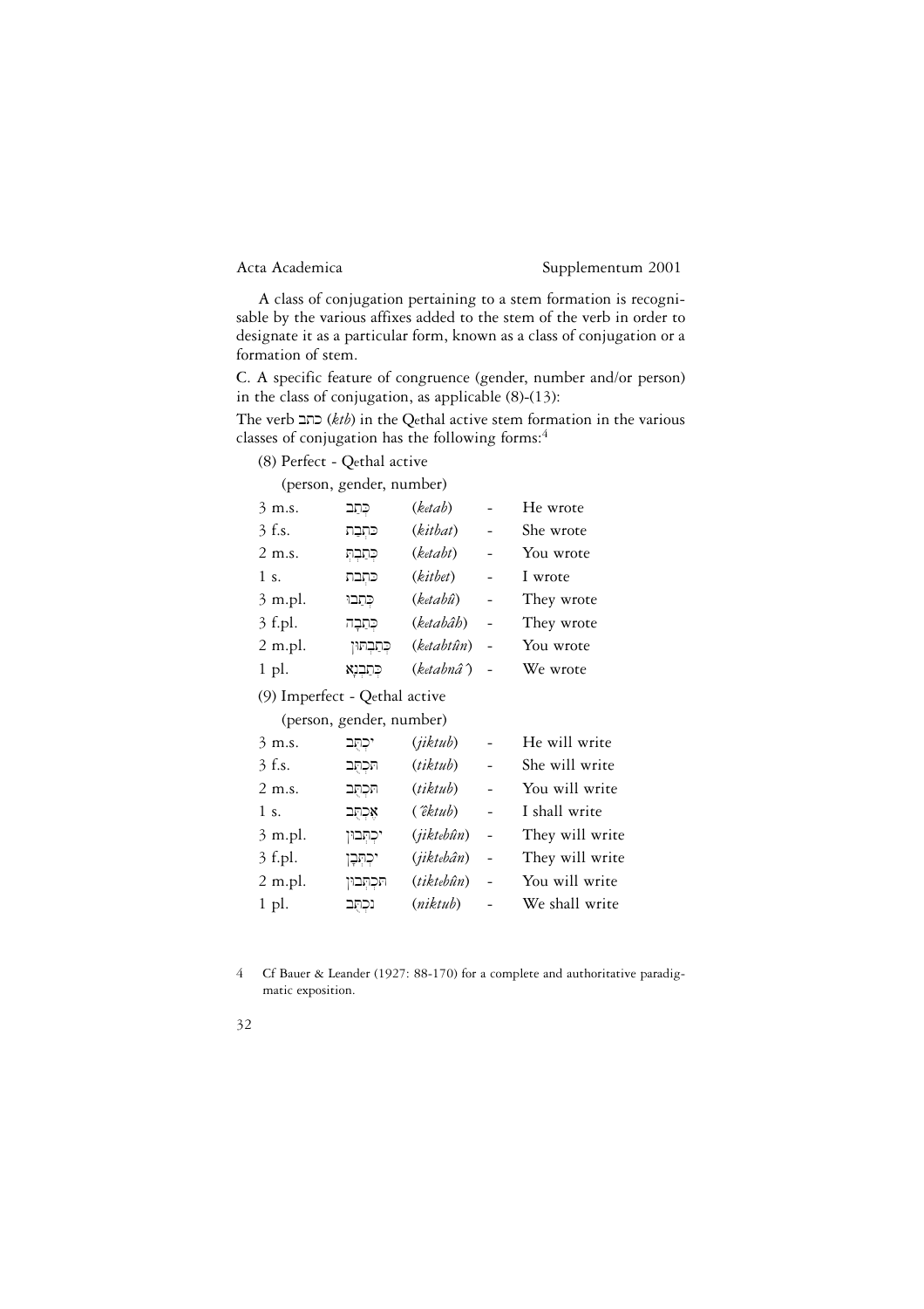A class of conjugation pertaining to a stem formation is recognisable by the various affixes added to the stem of the verb in order to designate it as a particular form, known as a class of conjugation or a formation of stem.

C. A specific feature of congruence (gender, number and/or person) in the class of conjugation, as applicable (8)-(13):

The verb כתב (*ktb*) in the Qethal active stem formation in the various classes of conjugation has the following forms:[4]

(8) Perfect - Qethal active

(person, gender, number)

| | | | | |
|---|---|---|---|---|
| 3 m.s. | כְּתַב | (*ketab*) | - | He wrote |
| 3 f.s. | כִּתְבַת | (*kitbat*) | - | She wrote |
| 2 m.s. | כְּתַבְתְּ | (*ketabt*) | - | You wrote |
| 1 s. | כִּתְבֵת | (*kitbet*) | - | I wrote |
| 3 m.pl. | כְּתַבוּ | (*ketabû*) | - | They wrote |
| 3 f.pl. | כְּתַבָה | (*ketabâh*) | - | They wrote |
| 2 m.pl. | כְּתַבְתּוּן | (*ketabtûn*) | - | You wrote |
| 1 pl. | כְּתַבְנָא | (*ketabnâ'*) | - | We wrote |

(9) Imperfect - Qethal active

(person, gender, number)

| | | | | |
|---|---|---|---|---|
| 3 m.s. | יִכְתֻּב | (*jiktub*) | - | He will write |
| 3 f.s. | תִּכְתֻּב | (*tiktub*) | - | She will write |
| 2 m.s. | תִּכְתֻּב | (*tiktub*) | - | You will write |
| 1 s. | אֶכְתֻּב | (*'ektub*) | - | I shall write |
| 3 m.pl. | יִכְתְּבוּן | (*jiktebûn*) | - | They will write |
| 3 f.pl. | יִכְתְּבָן | (*jiktebân*) | - | They will write |
| 2 m.pl. | תִּכְתְּבוּן | (*tiktebûn*) | - | You will write |
| 1 pl. | נִכְתֻּב | (*niktub*) | - | We shall write |

4 Cf Bauer & Leander (1927: 88-170) for a complete and authoritative paradigmatic exposition.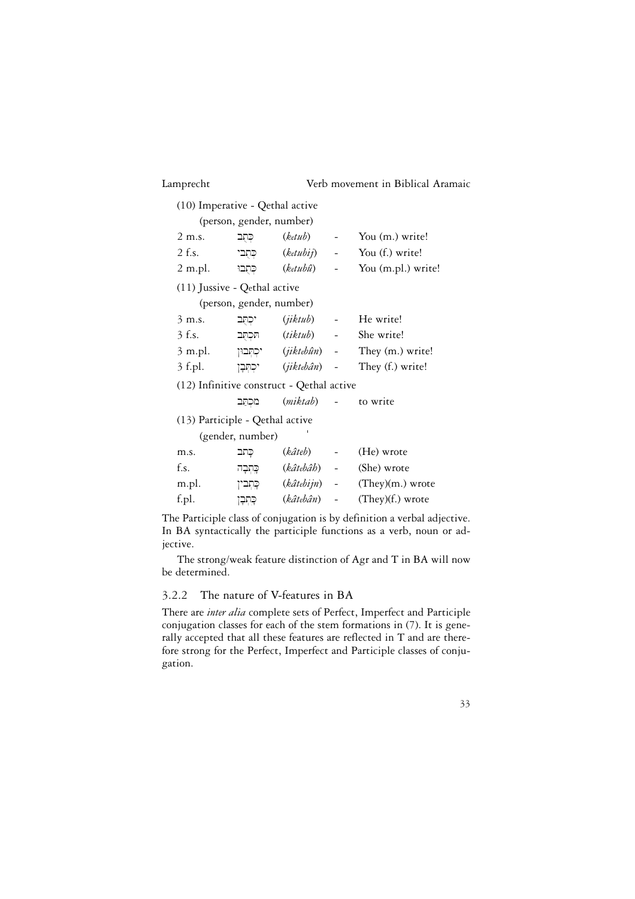(10) Imperative - Qethal active

(person, gender, number)

| | | | | |
|---|---|---|---|---|
| 2 m.s. | כְּתֻב | (*ketub*) | - | You (m.) write! |
| 2 f.s. | כְּתֻבִי | (*ketubij*) | - | You (f.) write! |
| 2 m.pl. | כְּתֻבוּ | (*ketubû*) | - | You (m.pl.) write! |

(11) Jussive - Qethal active

(person, gender, number)

| | | | | |
|---|---|---|---|---|
| 3 m.s. | יִכְתֻּב | (*jiktub*) | - | He write! |
| 3 f.s. | תִּכְתֻּב | (*tiktub*) | - | She write! |
| 3 m.pl. | יִכְתְּבוּן | (*jiktebûn*) | - | They (m.) write! |
| 3 f.pl. | יִכְתְּבָן | (*jiktebân*) | - | They (f.) write! |

(12) Infinitive construct - Qethal active

| | | | |
|---|---|---|---|
| מִכְתַּב | (*miktab*) | - | to write |

(13) Participle - Qethal active

(gender, number)

| | | | | |
|---|---|---|---|---|
| m.s. | כָּתֵב | (*kâteb*) | - | (He) wrote |
| f.s. | כָּתְבָה | (*kâtebâh*) | - | (She) wrote |
| m.pl. | כָּתְבִין | (*kâtebijn*) | - | (They)(m.) wrote |
| f.pl. | כָּתְבָן | (*kâtebân*) | - | (They)(f.) wrote |

The Participle class of conjugation is by definition a verbal adjective. In BA syntactically the participle functions as a verb, noun or adjective.

The strong/weak feature distinction of Agr and T in BA will now be determined.

### 3.2.2 The nature of V-features in BA

There are *inter alia* complete sets of Perfect, Imperfect and Participle conjugation classes for each of the stem formations in (7). It is generally accepted that all these features are reflected in T and are therefore strong for the Perfect, Imperfect and Participle classes of conjugation.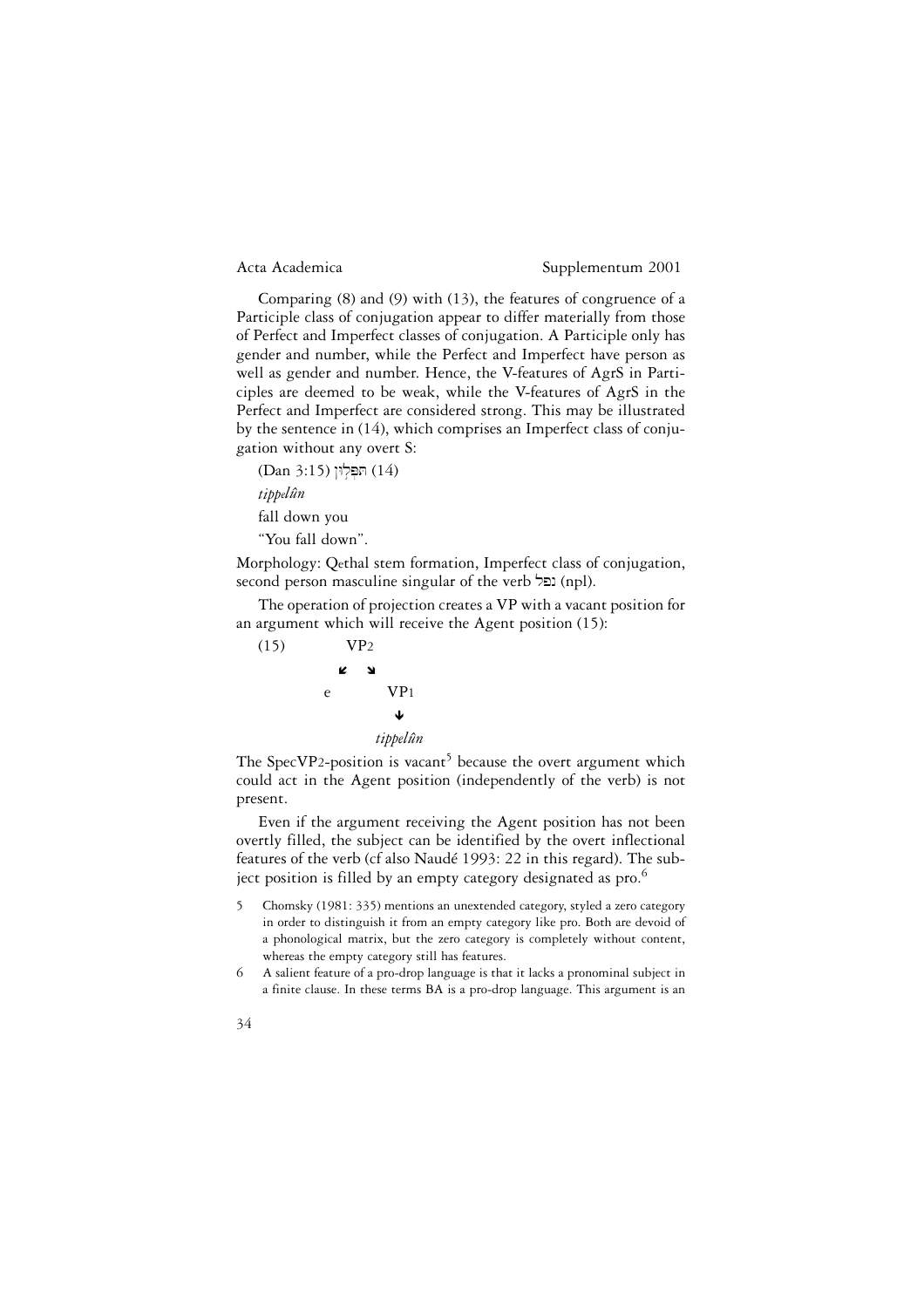Comparing (8) and (9) with (13), the features of congruence of a Participle class of conjugation appear to differ materially from those of Perfect and Imperfect classes of conjugation. A Participle only has gender and number, while the Perfect and Imperfect have person as well as gender and number. Hence, the V-features of AgrS in Participles are deemed to be weak, while the V-features of AgrS in the Perfect and Imperfect are considered strong. This may be illustrated by the sentence in (14), which comprises an Imperfect class of conjugation without any overt S:

(14) תִּפְּלוּן (Dan 3:15)

*tippelûn*

fall down you

"You fall down".

Morphology: Qethal stem formation, Imperfect class of conjugation, second person masculine singular of the verb נפל (npl).

The operation of projection creates a VP with a vacant position for an argument which will receive the Agent position (15):

```
(15)        VP2
           ↙  ↘
          e     VP1
                 ↓
              tippelûn
```

The SpecVP2-position is vacant[5] because the overt argument which could act in the Agent position (independently of the verb) is not present.

Even if the argument receiving the Agent position has not been overtly filled, the subject can be identified by the overt inflectional features of the verb (cf also Naudé 1993: 22 in this regard). The subject position is filled by an empty category designated as pro.[6]

5 Chomsky (1981: 335) mentions an unextended category, styled a zero category in order to distinguish it from an empty category like pro. Both are devoid of a phonological matrix, but the zero category is completely without content, whereas the empty category still has features.

6 A salient feature of a pro-drop language is that it lacks a pronominal subject in a finite clause. In these terms BA is a pro-drop language. This argument is an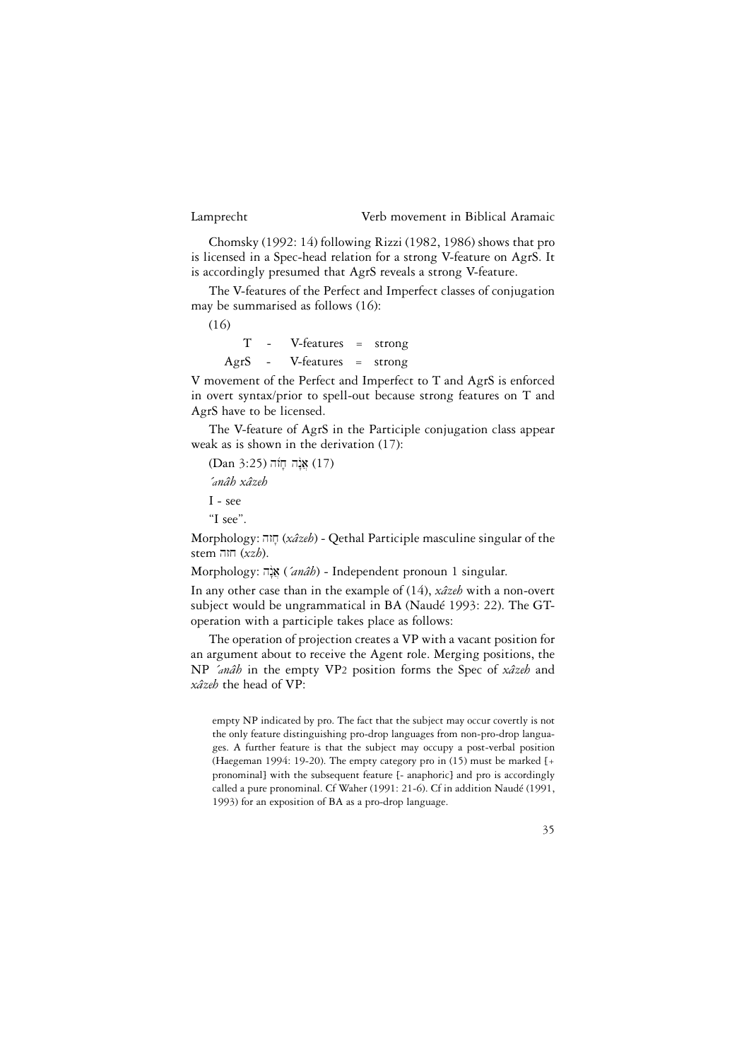Chomsky (1992: 14) following Rizzi (1982, 1986) shows that pro is licensed in a Spec-head relation for a strong V-feature on AgrS. It is accordingly presumed that AgrS reveals a strong V-feature.

The V-features of the Perfect and Imperfect classes of conjugation may be summarised as follows (16):

(16)

T - V-features = strong

AgrS - V-features = strong

V movement of the Perfect and Imperfect to T and AgrS is enforced in overt syntax/prior to spell-out because strong features on T and AgrS have to be licensed.

The V-feature of AgrS in the Participle conjugation class appear weak as is shown in the derivation (17):

(17) אֲנָה חָזֵה (Dan 3:25)

*ʹanâh xâzeh*

I - see

"I see".

Morphology: חָזֵה (*xâzeh*) - Qethal Participle masculine singular of the stem חזה (*xzh*).

Morphology: אֲנָה (*ʹanâh*) - Independent pronoun 1 singular.

In any other case than in the example of (14), *xâzeh* with a non-overt subject would be ungrammatical in BA (Naudé 1993: 22). The GT-operation with a participle takes place as follows:

The operation of projection creates a VP with a vacant position for an argument about to receive the Agent role. Merging positions, the NP *ʹanâh* in the empty VP2 position forms the Spec of *xâzeh* and *xâzeh* the head of VP:

empty NP indicated by pro. The fact that the subject may occur covertly is not the only feature distinguishing pro-drop languages from non-pro-drop languages. A further feature is that the subject may occupy a post-verbal position (Haegeman 1994: 19-20). The empty category pro in (15) must be marked [+ pronominal] with the subsequent feature [- anaphoric] and pro is accordingly called a pure pronominal. Cf Waher (1991: 21-6). Cf in addition Naudé (1991, 1993) for an exposition of BA as a pro-drop language.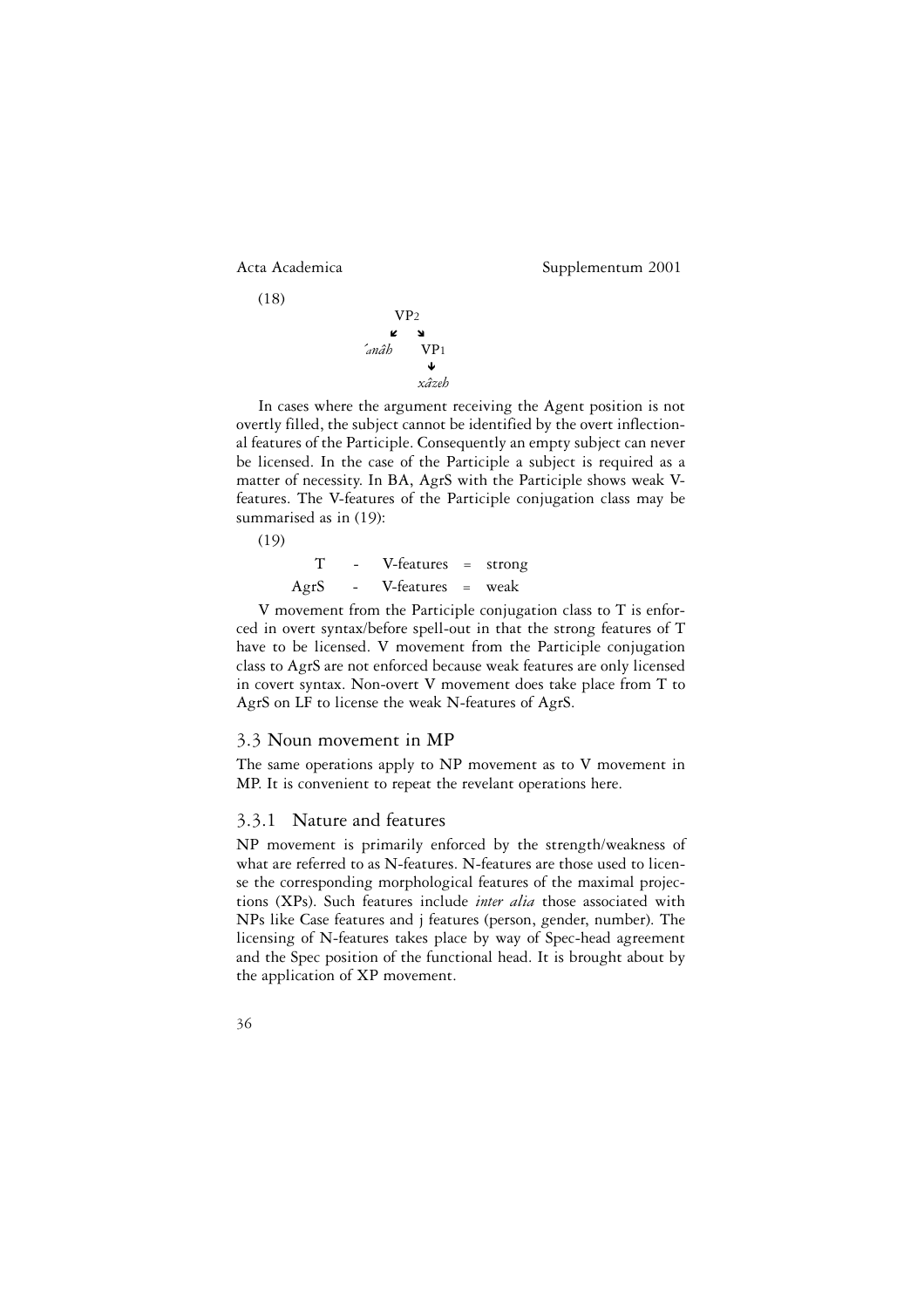(18)

```
        VP2
       ↙   ↘
  ʾanâh     VP1
             ↓
            xâzeh
```

In cases where the argument receiving the Agent position is not overtly filled, the subject cannot be identified by the overt inflectional features of the Participle. Consequently an empty subject can never be licensed. In the case of the Participle a subject is required as a matter of necessity. In BA, AgrS with the Participle shows weak V-features. The V-features of the Participle conjugation class may be summarised as in (19):

(19)

T - V-features = strong

AgrS - V-features = weak

V movement from the Participle conjugation class to T is enforced in overt syntax/before spell-out in that the strong features of T have to be licensed. V movement from the Participle conjugation class to AgrS are not enforced because weak features are only licensed in covert syntax. Non-overt V movement does take place from T to AgrS on LF to license the weak N-features of AgrS.

## 3.3 Noun movement in MP

The same operations apply to NP movement as to V movement in MP. It is convenient to repeat the revelant operations here.

### 3.3.1 Nature and features

NP movement is primarily enforced by the strength/weakness of what are referred to as N-features. N-features are those used to license the corresponding morphological features of the maximal projections (XPs). Such features include *inter alia* those associated with NPs like Case features and j features (person, gender, number). The licensing of N-features takes place by way of Spec-head agreement and the Spec position of the functional head. It is brought about by the application of XP movement.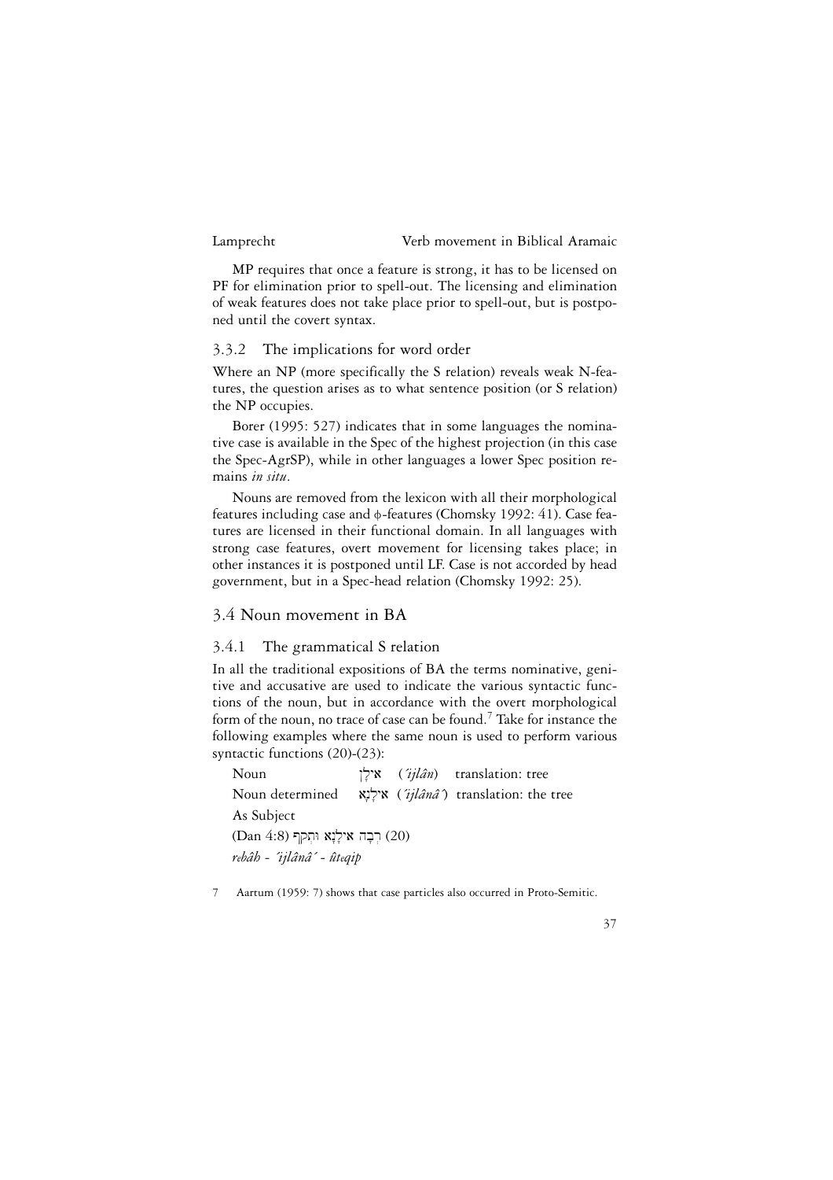MP requires that once a feature is strong, it has to be licensed on PF for elimination prior to spell-out. The licensing and elimination of weak features does not take place prior to spell-out, but is postponed until the covert syntax.

### 3.3.2 The implications for word order

Where an NP (more specifically the S relation) reveals weak N-features, the question arises as to what sentence position (or S relation) the NP occupies.

Borer (1995: 527) indicates that in some languages the nominative case is available in the Spec of the highest projection (in this case the Spec-AgrSP), while in other languages a lower Spec position remains *in situ*.

Nouns are removed from the lexicon with all their morphological features including case and ϕ-features (Chomsky 1992: 41). Case features are licensed in their functional domain. In all languages with strong case features, overt movement for licensing takes place; in other instances it is postponed until LF. Case is not accorded by head government, but in a Spec-head relation (Chomsky 1992: 25).

## 3.4 Noun movement in BA

### 3.4.1 The grammatical S relation

In all the traditional expositions of BA the terms nominative, genitive and accusative are used to indicate the various syntactic functions of the noun, but in accordance with the overt morphological form of the noun, no trace of case can be found.[7] Take for instance the following examples where the same noun is used to perform various syntactic functions (20)-(23):

Noun אִילָן (*´ijlân*) translation: tree

Noun determined אִילָנָא (*´ijlânâ´*) translation: the tree

As Subject

(20) רְבָה אִילָנָא וּתְקִף (Dan 4:8)

*rebâh - ´ijlânâ´ - ûteqip*

7 Aartum (1959: 7) shows that case particles also occurred in Proto-Semitic.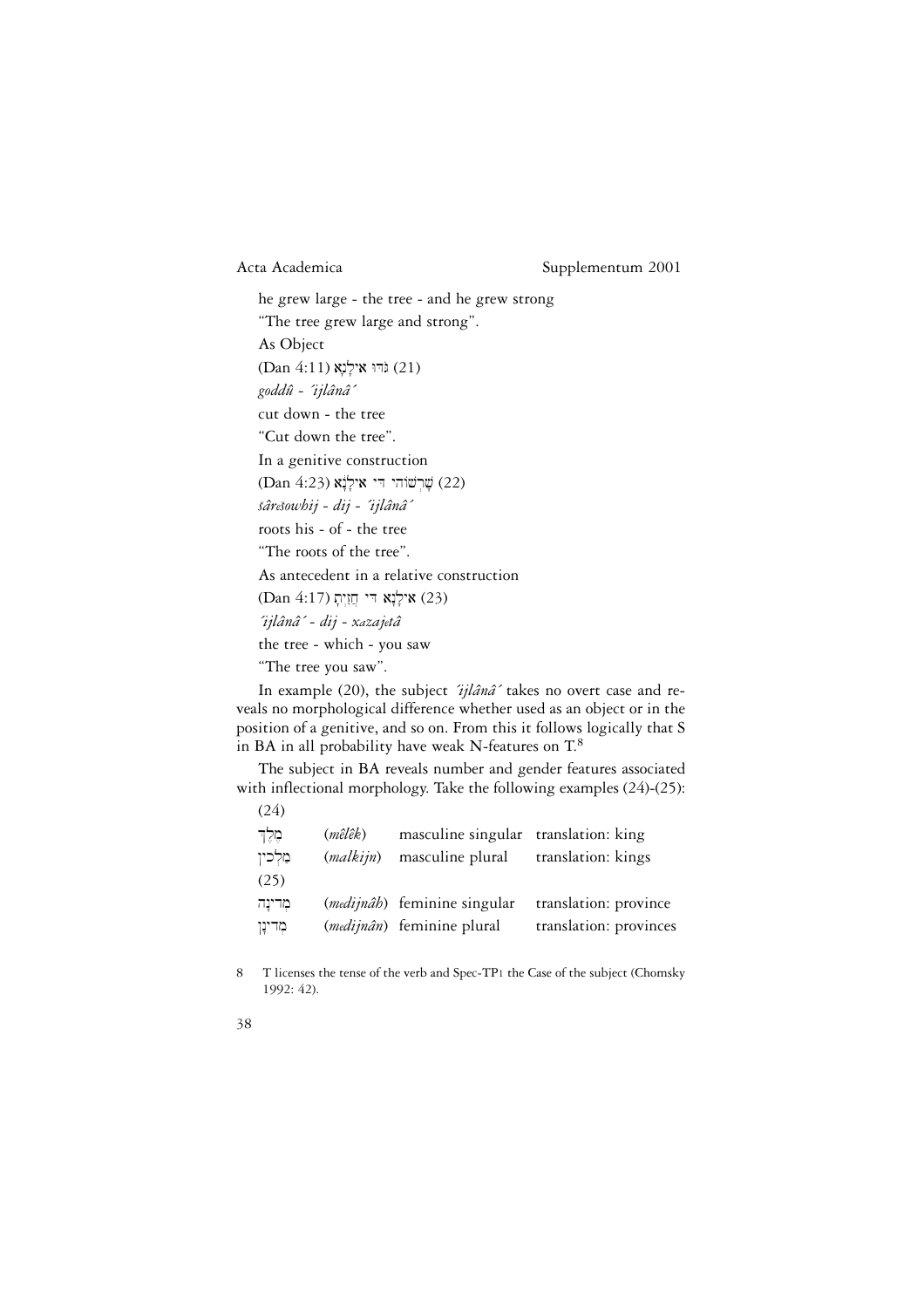he grew large - the tree - and he grew strong

"The tree grew large and strong".

As Object

(Dan 4:11) גֹּדּוּ אִילָנָא (21)

*goddû - ´ijlânâ´*

cut down - the tree

"Cut down the tree".

In a genitive construction

(Dan 4:23) שָׁרְשׁוֹהִי דִּי אִילָנָא (22)

*šârešowhij - dij - ´ijlânâ´*

roots his - of - the tree

"The roots of the tree".

As antecedent in a relative construction

(Dan 4:17) אִילָנָא דִּי חֲזַיְתָ (23)

*´ijlânâ´ - dij - xazajetâ*

the tree - which - you saw

"The tree you saw".

In example (20), the subject *´ijlânâ´* takes no overt case and reveals no morphological difference whether used as an object or in the position of a genitive, and so on. From this it follows logically that S in BA in all probability have weak N-features on T.[8]

The subject in BA reveals number and gender features associated with inflectional morphology. Take the following examples (24)-(25):

(24)

| | | | |
|---|---|---|---|
| מֶלֶךְ | (*mêlêk*) | masculine singular | translation: king |
| מַלְכִין | (*malkijn*) | masculine plural | translation: kings |

(25)

| | | | |
|---|---|---|---|
| מְדִינָה | (*medijnâh*) | feminine singular | translation: province |
| מְדִינָן | (*medijnân*) | feminine plural | translation: provinces |

8 T licenses the tense of the verb and Spec-TP1 the Case of the subject (Chomsky 1992: 42).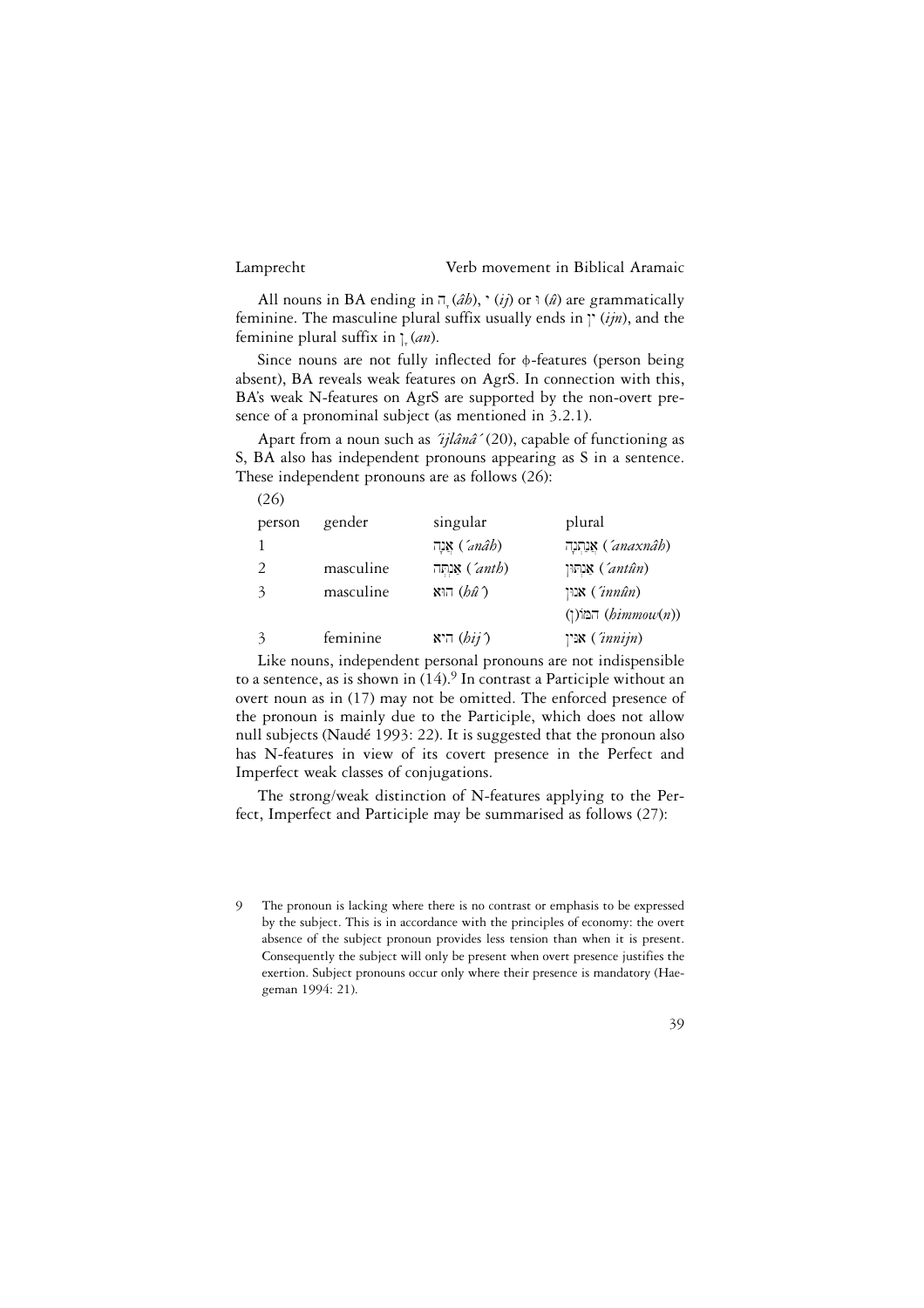All nouns in BA ending in ָה (*âh*), י (*ij*) or ו (*û*) are grammatically feminine. The masculine plural suffix usually ends in ין (*ijn*), and the feminine plural suffix in ָן (*an*).

Since nouns are not fully inflected for ϕ-features (person being absent), BA reveals weak features on AgrS. In connection with this, BA's weak N-features on AgrS are supported by the non-overt presence of a pronominal subject (as mentioned in 3.2.1).

Apart from a noun such as *´ijlânâ´* (20), capable of functioning as S, BA also has independent pronouns appearing as S in a sentence. These independent pronouns are as follows (26):

(26)

| person | gender | singular | plural |
|---|---|---|---|
| 1 | | אֲנָה (*´anâh*) | אֲנַחְנָה (*´anaxnâh*) |
| 2 | masculine | אַנְתָּה (*´anth*) | אַנְתּוּן (*´antûn*) |
| 3 | masculine | הוּא (*hû´*) | אִנּוּן (*´innûn*) |
| | | | הִמּוֹ(ן) (*himmow(n)*) |
| 3 | feminine | הִיא (*hij´*) | אִנִּין (*´innijn*) |

Like nouns, independent personal pronouns are not indispensible to a sentence, as is shown in (14).[9] In contrast a Participle without an overt noun as in (17) may not be omitted. The enforced presence of the pronoun is mainly due to the Participle, which does not allow null subjects (Naudé 1993: 22). It is suggested that the pronoun also has N-features in view of its covert presence in the Perfect and Imperfect weak classes of conjugations.

The strong/weak distinction of N-features applying to the Perfect, Imperfect and Participle may be summarised as follows (27):

9 The pronoun is lacking where there is no contrast or emphasis to be expressed by the subject. This is in accordance with the principles of economy: the overt absence of the subject pronoun provides less tension than when it is present. Consequently the subject will only be present when overt presence justifies the exertion. Subject pronouns occur only where their presence is mandatory (Haegeman 1994: 21).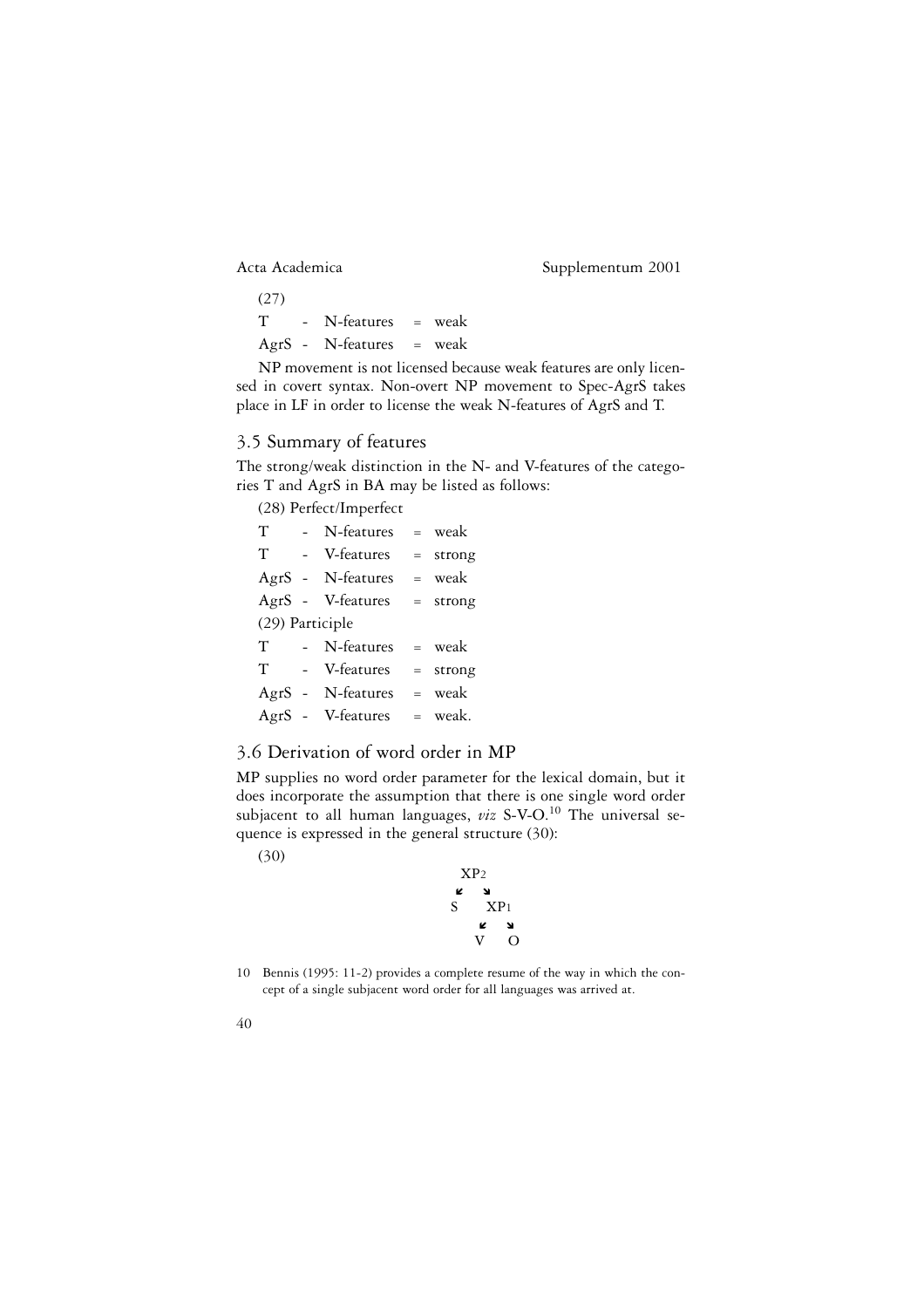(27)

T - N-features = weak

AgrS - N-features = weak

NP movement is not licensed because weak features are only licensed in covert syntax. Non-overt NP movement to Spec-AgrS takes place in LF in order to license the weak N-features of AgrS and T.

## 3.5 Summary of features

The strong/weak distinction in the N- and V-features of the categories T and AgrS in BA may be listed as follows:

(28) Perfect/Imperfect

T - N-features = weak

T - V-features = strong

AgrS - N-features = weak

AgrS - V-features = strong

(29) Participle

T - N-features = weak

T - V-features = strong

AgrS - N-features = weak

AgrS - V-features = weak.

## 3.6 Derivation of word order in MP

MP supplies no word order parameter for the lexical domain, but it does incorporate the assumption that there is one single word order subjacent to all human languages, *viz* S-V-O.[10] The universal sequence is expressed in the general structure (30):

(30)

```
      XP2
     ↙   ↘
    S     XP1
         ↙   ↘
        V     O
```

10 Bennis (1995: 11-2) provides a complete resume of the way in which the concept of a single subjacent word order for all languages was arrived at.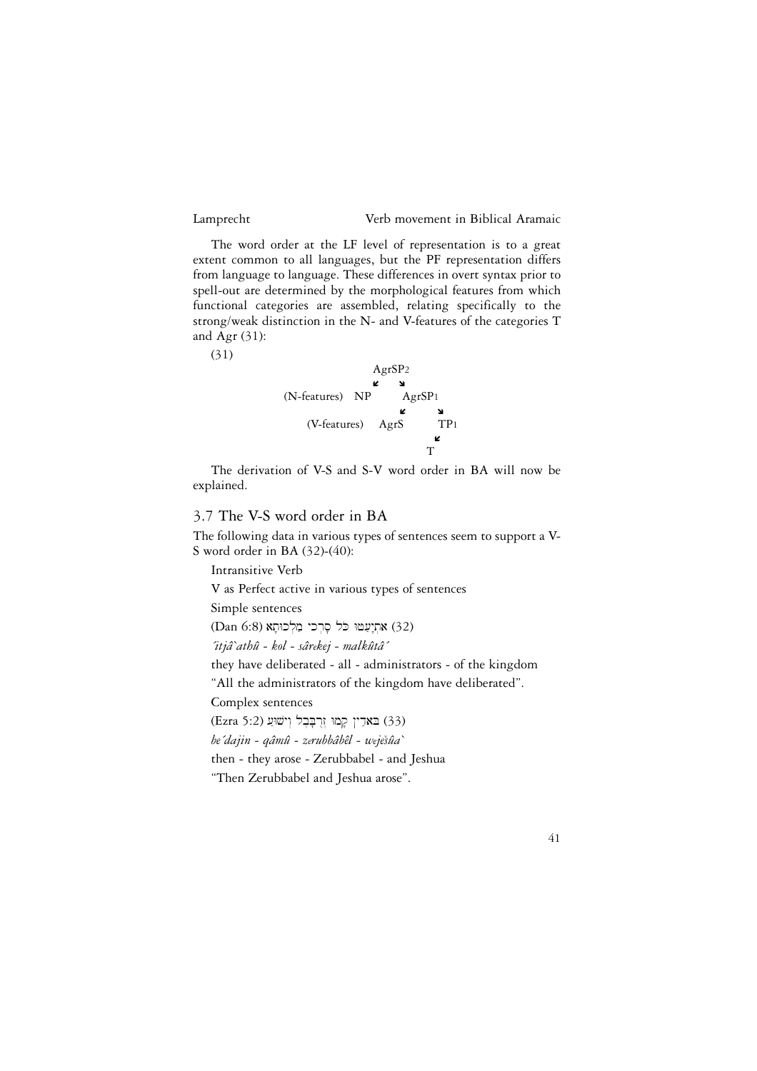The word order at the LF level of representation is to a great extent common to all languages, but the PF representation differs from language to language. These differences in overt syntax prior to spell-out are determined by the morphological features from which functional categories are assembled, relating specifically to the strong/weak distinction in the N- and V-features of the categories T and Agr (31):

(31)

```
                    AgrSP2
                   ↙     ↘
(N-features)    NP        AgrSP1
                          ↙     ↘
      (V-features)     AgrS       TP1
                                 ↙
                                T
```

The derivation of V-S and S-V word order in BA will now be explained.

## 3.7 The V-S word order in BA

The following data in various types of sentences seem to support a V-S word order in BA (32)-(40):

Intransitive Verb

V as Perfect active in various types of sentences

Simple sentences

(32) אִתְיָעַטוּ כֹּל סָרְכֵי מַלְכוּתָא (Dan 6:8)

*´itjâ`athû - kol - sârekej - malkûtâ´*

they have deliberated - all - administrators - of the kingdom

"All the administrators of the kingdom have deliberated".

Complex sentences

(33) בֵּאדַיִן קָמוּ זְרֻבָּבֶל וְיֵשׁוּעַ (Ezra 5:2)

*be´dajin - qâmû - zerubbâbêl - wejěšûa`*

then - they arose - Zerubbabel - and Jeshua

"Then Zerubbabel and Jeshua arose".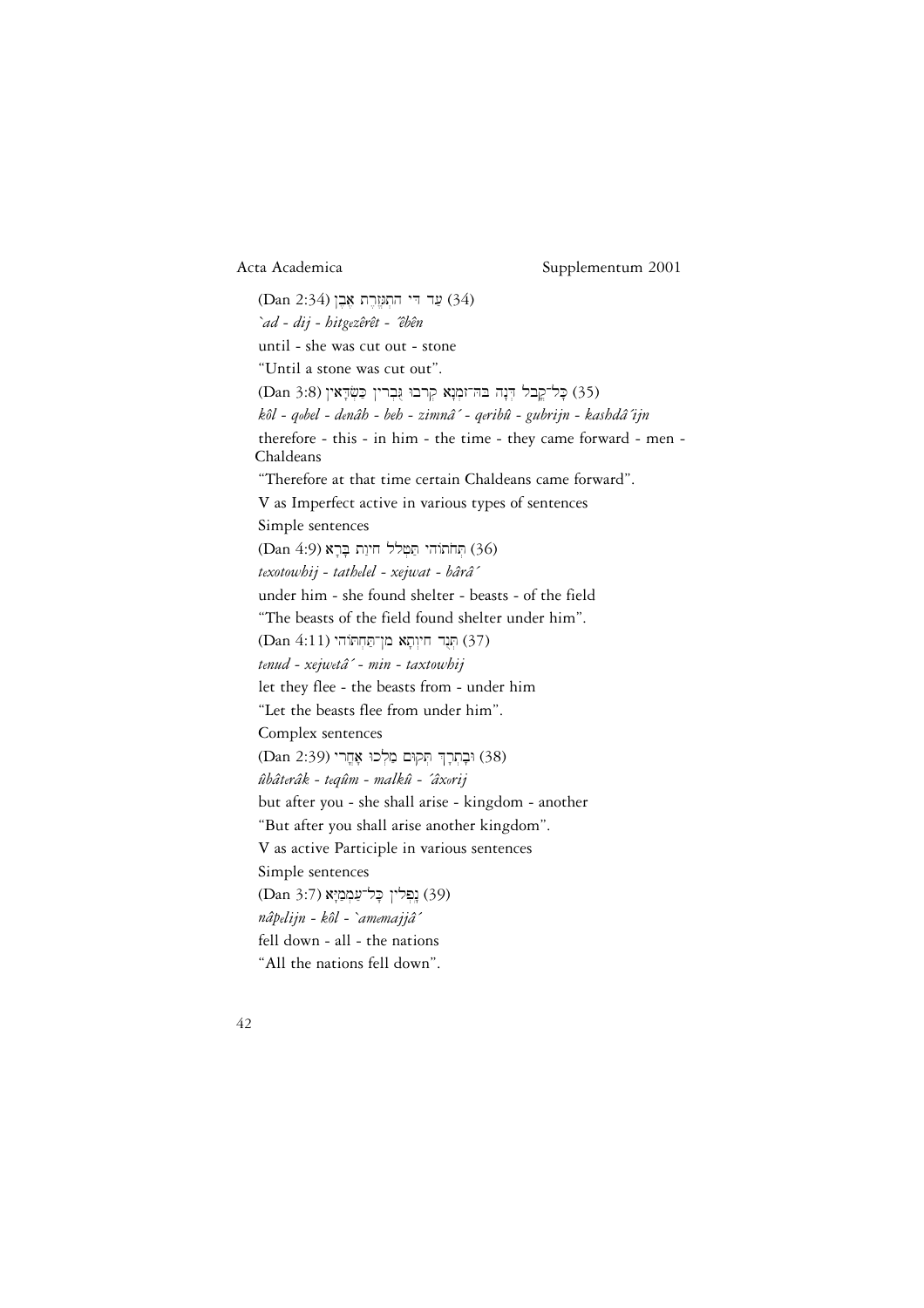(34) עַד דִּי הִתְגְּזֶרֶת אֶבֶן (Dan 2:34)

*`ad - dij - hitgezêrêt - ´êbên*

until - she was cut out - stone

"Until a stone was cut out".

(35) כָּל־קֳבֵל דְּנָה בֵּהּ־זִמְנָא קְרִבוּ גֻּבְרִין כַּשְׂדָּאִין (Dan 3:8)

*kôl - qobel - denâh - beh - zimnâ´ - qeribû - gubrijn - kashdâ´ijn*

therefore - this - in him - the time - they came forward - men - Chaldeans

"Therefore at that time certain Chaldeans came forward".

V as Imperfect active in various types of sentences

Simple sentences

(36) תְּחֹתוֹהִי תַּטְלֵל חֵיוַת בָּרָא (Dan 4:9)

*texotowhij - tathelel - xejwat - bârâ´*

under him - she found shelter - beasts - of the field

"The beasts of the field found shelter under him".

(37) תְּנֻד חֵיוְתָא מִן־תַּחְתּוֹהִי (Dan 4:11)

*tenud - xejwetâ´ - min - taxtowhij*

let they flee - the beasts from - under him

"Let the beasts flee from under him".

Complex sentences

(38) וּבָתְרָךְ תְּקוּם מַלְכוּ אָחֳרִי (Dan 2:39)

*ûbâterâk - teqûm - malkû - ´âxorij*

but after you - she shall arise - kingdom - another

"But after you shall arise another kingdom".

V as active Participle in various sentences

Simple sentences

(39) נָפְלִין כָּל־עַמְמַיָּא (Dan 3:7)

*nâpelijn - kôl - `amemajjâ´*

fell down - all - the nations

"All the nations fell down".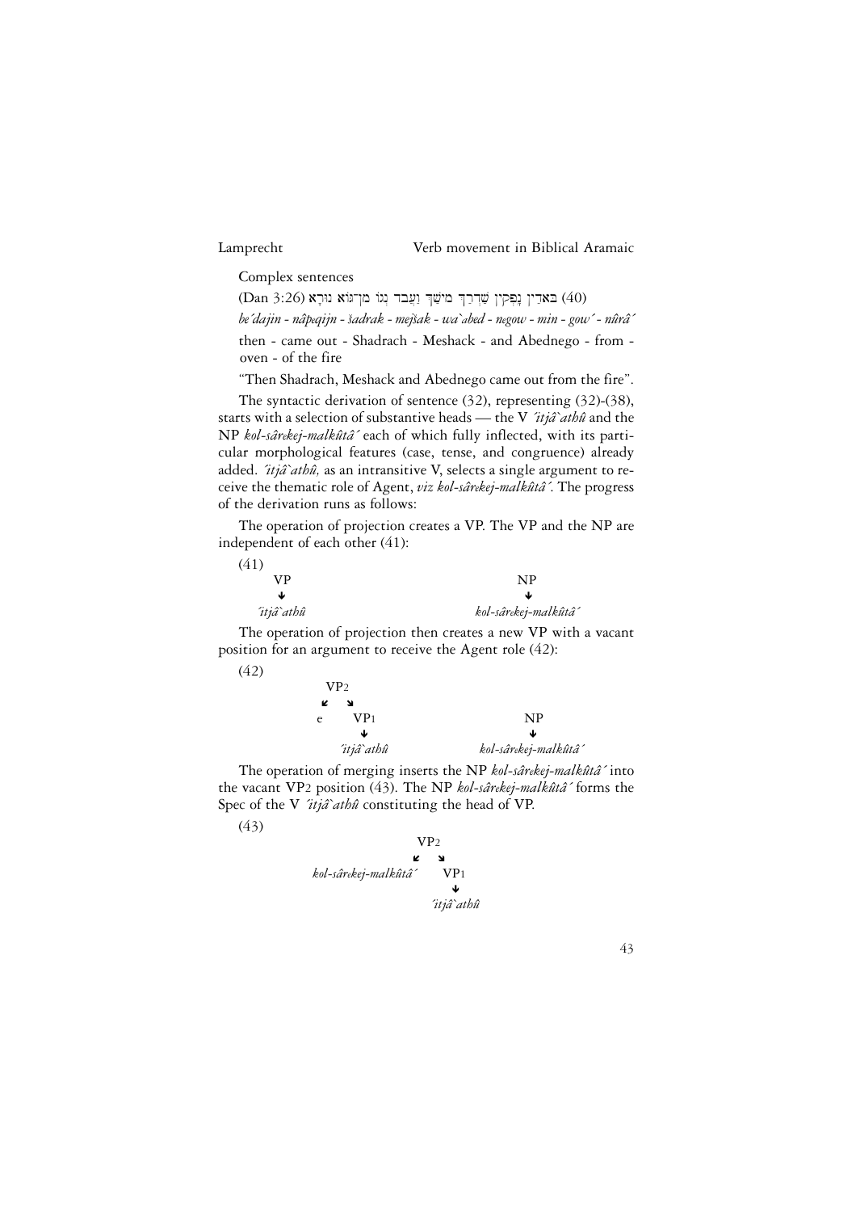Complex sentences

(40) באדַין נָפְקִין שַׁדְרַךְ מֵישַׁךְ וַעֲבֵד נְגוֹ מִן־גּוֹא נוּרָא (Dan 3:26)

*be´dajin - nâpeqijn - šadrak - mejšak - wa`abed - negow - min - gow´ - nûrâ´*

then - came out - Shadrach - Meshack - and Abednego - from - oven - of the fire

"Then Shadrach, Meshack and Abednego came out from the fire".

The syntactic derivation of sentence (32), representing (32)-(38), starts with a selection of substantive heads — the V *´itjâ`athû* and the NP *kol-sârekej-malkûtâ´* each of which fully inflected, with its particular morphological features (case, tense, and congruence) already added. *´itjâ`athû,* as an intransitive V, selects a single argument to receive the thematic role of Agent, *viz kol-sârekej-malkûtâ´.* The progress of the derivation runs as follows:

The operation of projection creates a VP. The VP and the NP are independent of each other (41):

(41)

```
VP                         NP
↓                          ↓
´itjâ`athû                 kol-sârekej-malkûtâ´
```

The operation of projection then creates a new VP with a vacant position for an argument to receive the Agent role (42):

(42)

```
      VP2
     ↙  ↘
    e    VP1                NP
         ↓                  ↓
      ´itjâ`athû         kol-sârekej-malkûtâ´
```

The operation of merging inserts the NP *kol-sârekej-malkûtâ´* into the vacant VP2 position (43). The NP *kol-sârekej-malkûtâ´* forms the Spec of the V *´itjâ`athû* constituting the head of VP.

(43)

```
                    VP2
                   ↙  ↘
kol-sârekej-malkûtâ´   VP1
                        ↓
                     ´itjâ`athû
```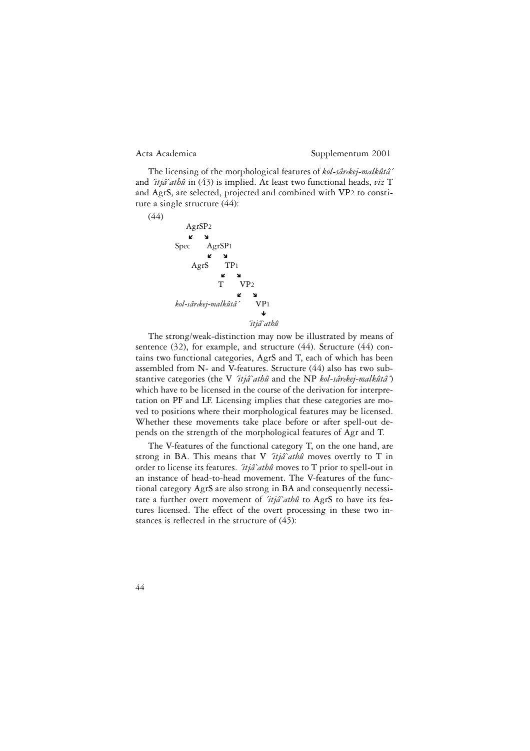The licensing of the morphological features of *kol-sârekej-malkûtâ´* and *´itjâ`athû* in (43) is implied. At least two functional heads, *viz* T and AgrS, are selected, projected and combined with VP2 to constitute a single structure (44):

(44)

```
        AgrSP2
        ↙    ↘
    Spec      AgrSP1
              ↙    ↘
          AgrS      TP1
                    ↙   ↘
                   T     VP2
                        ↙    ↘
kol-sârekej-malkûtâ´          VP1
                               ↓
                            ´itjâ`athû
```

The strong/weak-distinction may now be illustrated by means of sentence (32), for example, and structure (44). Structure (44) contains two functional categories, AgrS and T, each of which has been assembled from N- and V-features. Structure (44) also has two substantive categories (the V *´itjâ`athû* and the NP *kol-sârekej-malkûtâ´*) which have to be licensed in the course of the derivation for interpretation on PF and LF. Licensing implies that these categories are moved to positions where their morphological features may be licensed. Whether these movements take place before or after spell-out depends on the strength of the morphological features of Agr and T.

The V-features of the functional category T, on the one hand, are strong in BA. This means that V *´itjâ`athû* moves overtly to T in order to license its features. *´itjâ`athû* moves to T prior to spell-out in an instance of head-to-head movement. The V-features of the functional category AgrS are also strong in BA and consequently necessitate a further overt movement of *´itjâ`athû* to AgrS to have its features licensed. The effect of the overt processing in these two instances is reflected in the structure of (45):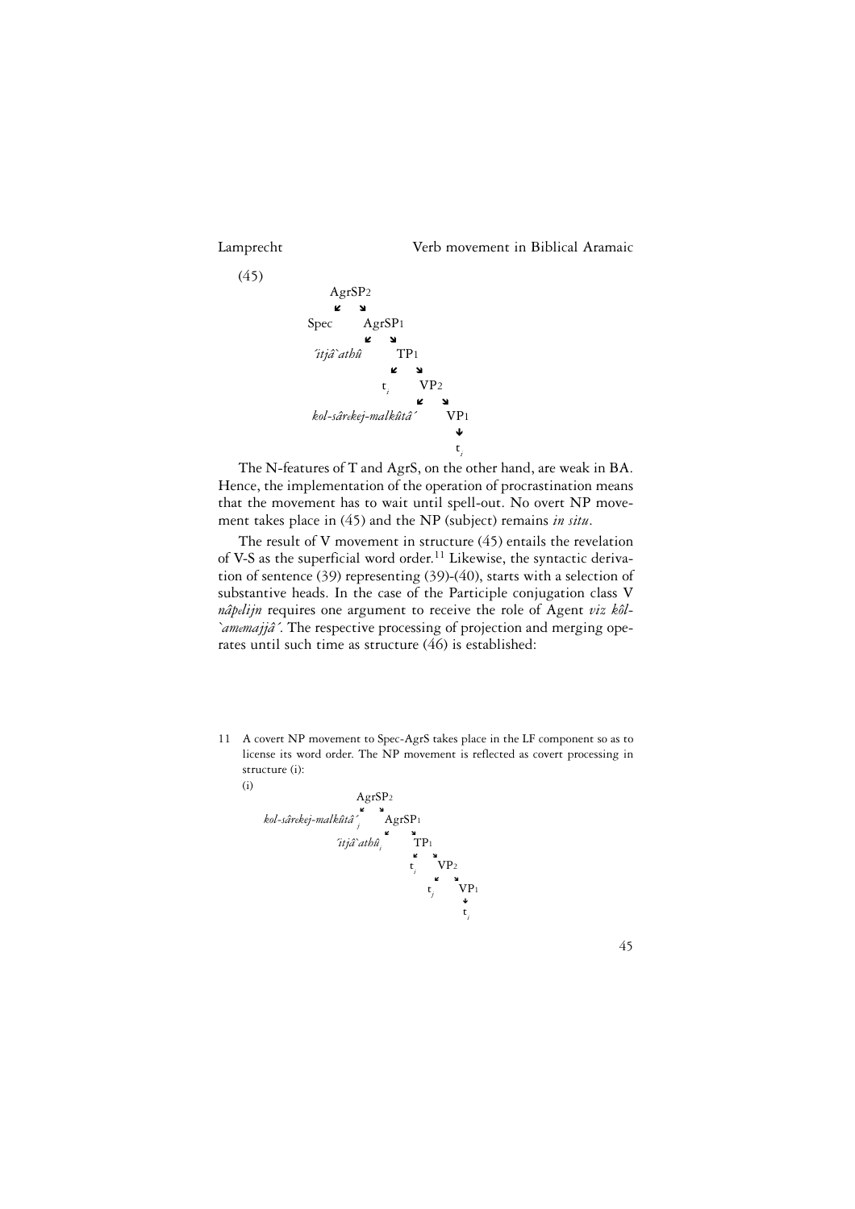(45)

```
            AgrSP2
           ↙    ↘
        Spec     AgrSP1
               ↙    ↘
         ʾitjâʿathû     TP1
                     ↙    ↘
                    tᵢ     VP2
                         ↙    ↘
     kol-sârekej-malkûtâʾ      VP1
                                ↓
                                tᵢ
```

The N-features of T and AgrS, on the other hand, are weak in BA. Hence, the implementation of the operation of procrastination means that the movement has to wait until spell-out. No overt NP movement takes place in (45) and the NP (subject) remains *in situ*.

The result of V movement in structure (45) entails the revelation of V-S as the superficial word order.[11] Likewise, the syntactic derivation of sentence (39) representing (39)-(40), starts with a selection of substantive heads. In the case of the Participle conjugation class V *nâpelijn* requires one argument to receive the role of Agent *viz kôl-ʿamemajjâʾ*. The respective processing of projection and merging operates until such time as structure (46) is established:

11 A covert NP movement to Spec-AgrS takes place in the LF component so as to license its word order. The NP movement is reflected as covert processing in structure (i):

(i)

```
                        AgrSP2
                       ↙    ↘
   kol-sârekej-malkûtâʾⱼ     AgrSP1
                           ↙    ↘
                 ʾitjâʿathûᵢ     TP1
                               ↙    ↘
                              tᵢ     VP2
                                   ↙    ↘
                                  tⱼ     VP1
                                          ↓
                                          tᵢ
```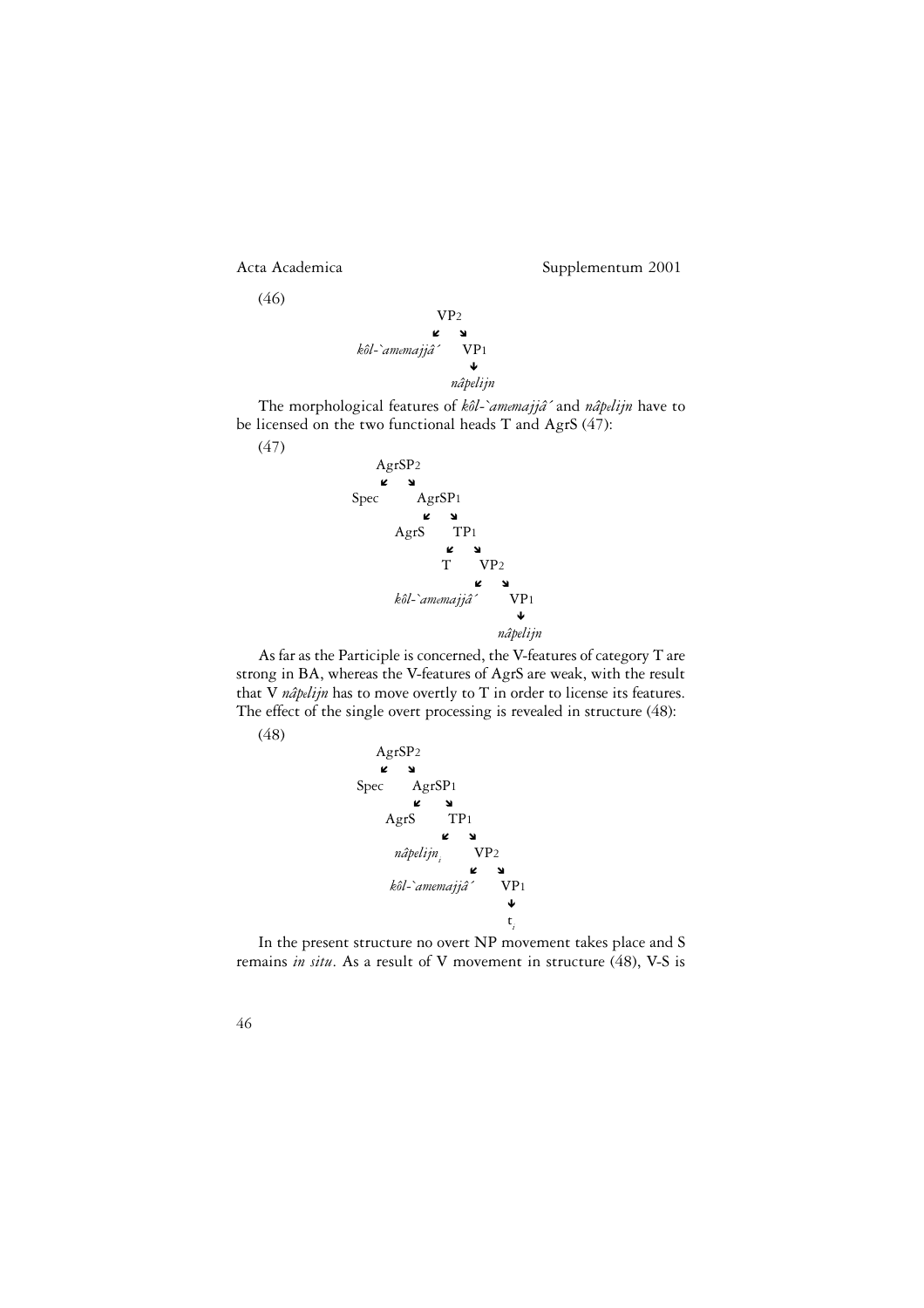(46)

```
              VP2
             ↙   ↘
  kôl-`amemajjâ´    VP1
                     ↓
                  nâpelijn
```

The morphological features of *kôl-`amemajjâ´* and *nâpelijn* have to be licensed on the two functional heads T and AgrS (47):

(47)

```
          AgrSP2
         ↙    ↘
      Spec     AgrSP1
              ↙    ↘
           AgrS     TP1
                   ↙   ↘
                  T     VP2
                       ↙   ↘
          kôl-`amemajjâ´     VP1
                              ↓
                           nâpelijn
```

As far as the Participle is concerned, the V-features of category T are strong in BA, whereas the V-features of AgrS are weak, with the result that V *nâpelijn* has to move overtly to T in order to license its features. The effect of the single overt processing is revealed in structure (48):

(48)

```
          AgrSP2
         ↙    ↘
      Spec     AgrSP1
              ↙    ↘
           AgrS     TP1
                   ↙   ↘
            nâpelijn_i   VP2
                        ↙   ↘
           kôl-`amemajjâ´     VP1
                               ↓
                               t_i
```

In the present structure no overt NP movement takes place and S remains *in situ*. As a result of V movement in structure (48), V-S is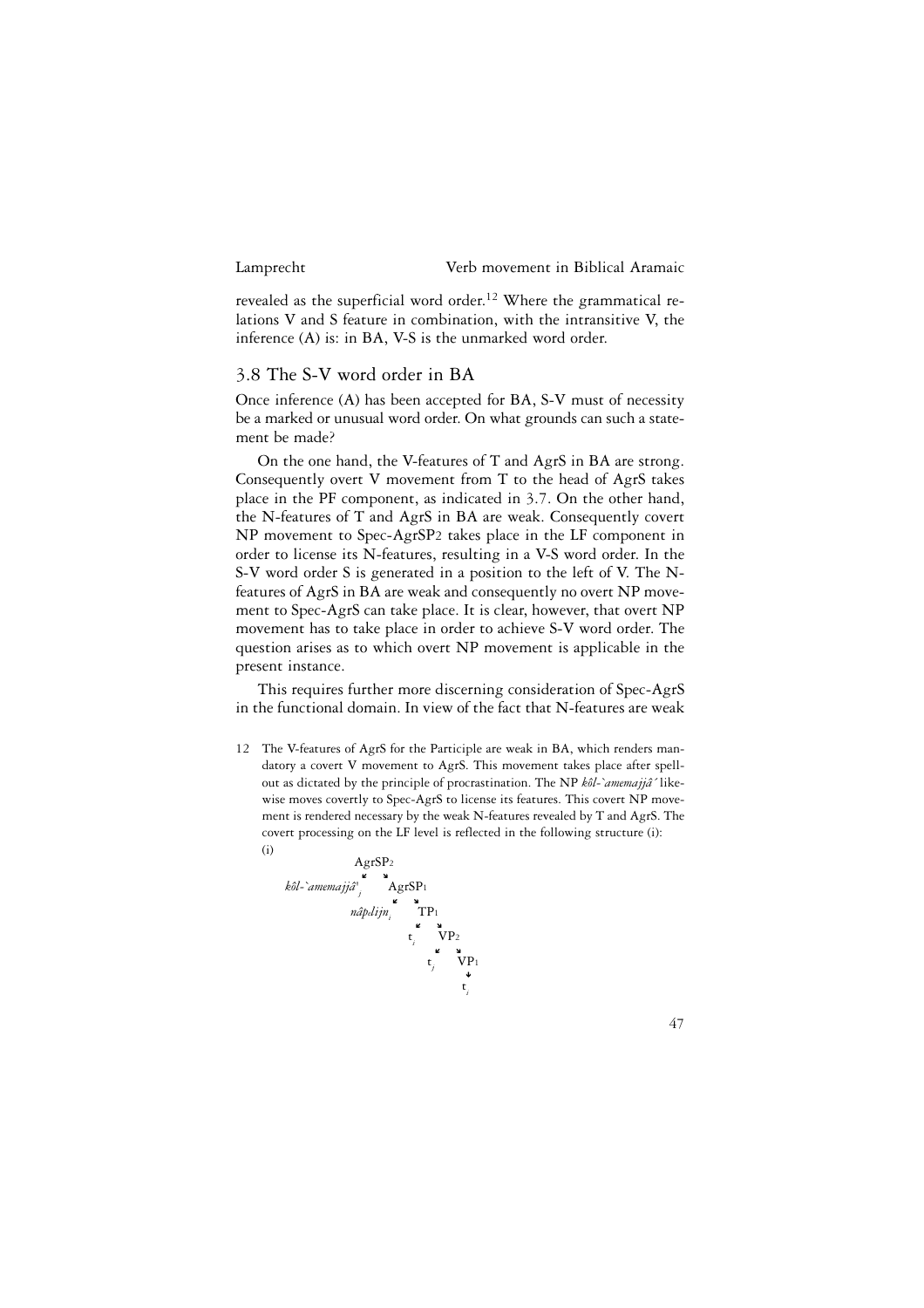revealed as the superficial word order.[12] Where the grammatical relations V and S feature in combination, with the intransitive V, the inference (A) is: in BA, V-S is the unmarked word order.

## 3.8 The S-V word order in BA

Once inference (A) has been accepted for BA, S-V must of necessity be a marked or unusual word order. On what grounds can such a statement be made?

On the one hand, the V-features of T and AgrS in BA are strong. Consequently overt V movement from T to the head of AgrS takes place in the PF component, as indicated in 3.7. On the other hand, the N-features of T and AgrS in BA are weak. Consequently covert NP movement to Spec-AgrSP2 takes place in the LF component in order to license its N-features, resulting in a V-S word order. In the S-V word order S is generated in a position to the left of V. The N-features of AgrS in BA are weak and consequently no overt NP movement to Spec-AgrS can take place. It is clear, however, that overt NP movement has to take place in order to achieve S-V word order. The question arises as to which overt NP movement is applicable in the present instance.

This requires further more discerning consideration of Spec-AgrS in the functional domain. In view of the fact that N-features are weak

12 The V-features of AgrS for the Participle are weak in BA, which renders mandatory a covert V movement to AgrS. This movement takes place after spell-out as dictated by the principle of procrastination. The NP *kôl-`amemajjâ´* likewise moves covertly to Spec-AgrS to license its features. This covert NP movement is rendered necessary by the weak N-features revealed by T and AgrS. The covert processing on the LF level is reflected in the following structure (i):

(i)

```
              AgrSP2
             ↙      ↘
kôl-`amemajjâ'_j     AgrSP1
                    ↙      ↘
            nâpәlijn_i      TP1
                           ↙    ↘
                         t_i     VP2
                                ↙    ↘
                              t_j     VP1
                                        ↓
                                       t_i
```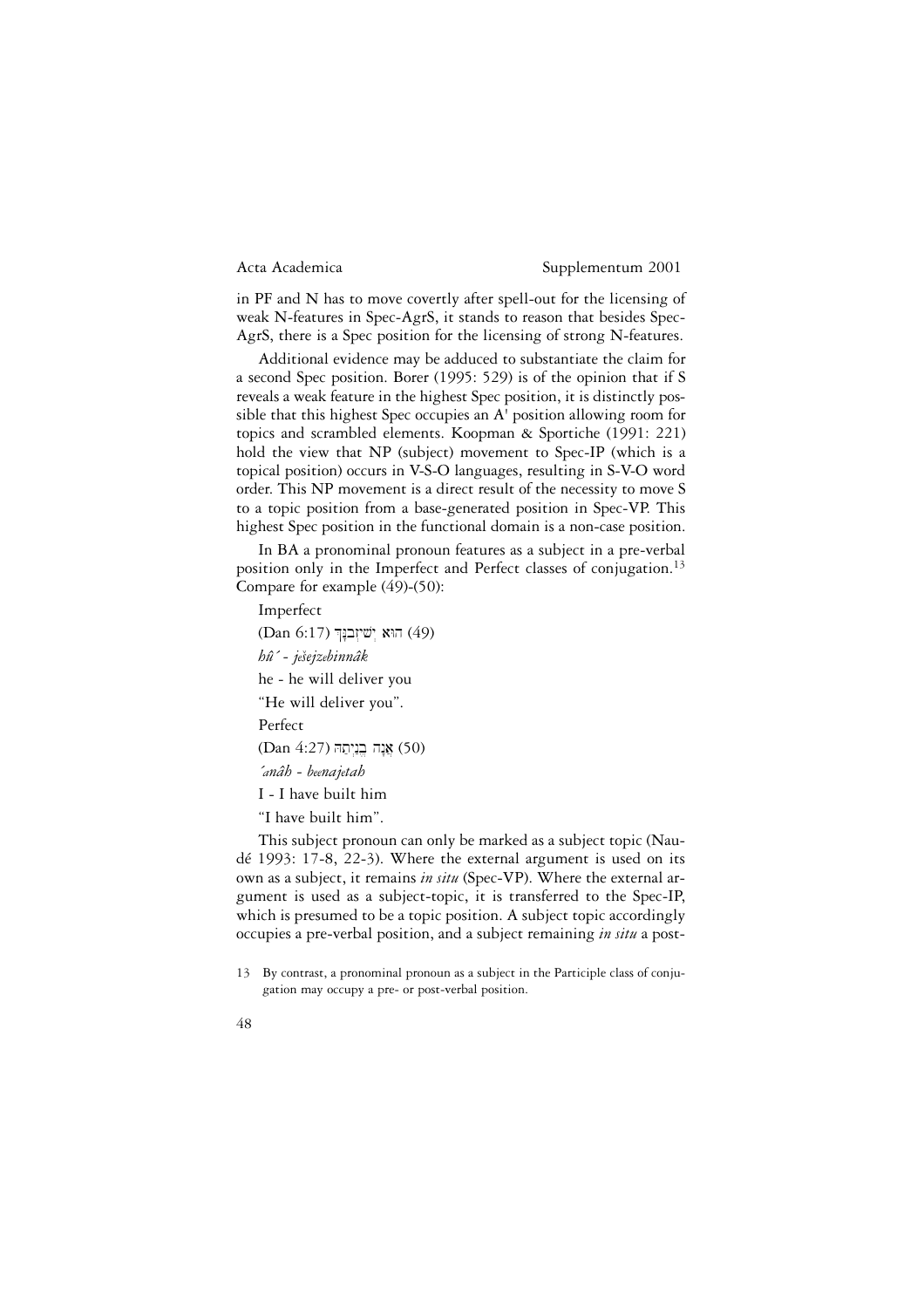in PF and N has to move covertly after spell-out for the licensing of weak N-features in Spec-AgrS, it stands to reason that besides Spec-AgrS, there is a Spec position for the licensing of strong N-features.

Additional evidence may be adduced to substantiate the claim for a second Spec position. Borer (1995: 529) is of the opinion that if S reveals a weak feature in the highest Spec position, it is distinctly possible that this highest Spec occupies an A' position allowing room for topics and scrambled elements. Koopman & Sportiche (1991: 221) hold the view that NP (subject) movement to Spec-IP (which is a topical position) occurs in V-S-O languages, resulting in S-V-O word order. This NP movement is a direct result of the necessity to move S to a topic position from a base-generated position in Spec-VP. This highest Spec position in the functional domain is a non-case position.

In BA a pronominal pronoun features as a subject in a pre-verbal position only in the Imperfect and Perfect classes of conjugation.[13] Compare for example (49)-(50):

Imperfect

(49) הוּא יְשֵׁיזְבִנָּךְ (Dan 6:17)

*hû´ -ješejzebinnâk*

he - he will deliver you

"He will deliver you".

Perfect

(50) אֲנָה בֱנַיְתַהּ (Dan 4:27)

*´anâh - beenajetah*

I - I have built him

"I have built him".

This subject pronoun can only be marked as a subject topic (Naudé 1993: 17-8, 22-3). Where the external argument is used on its own as a subject, it remains *in situ* (Spec-VP). Where the external argument is used as a subject-topic, it is transferred to the Spec-IP, which is presumed to be a topic position. A subject topic accordingly occupies a pre-verbal position, and a subject remaining *in situ* a post-

13 By contrast, a pronominal pronoun as a subject in the Participle class of conjugation may occupy a pre- or post-verbal position.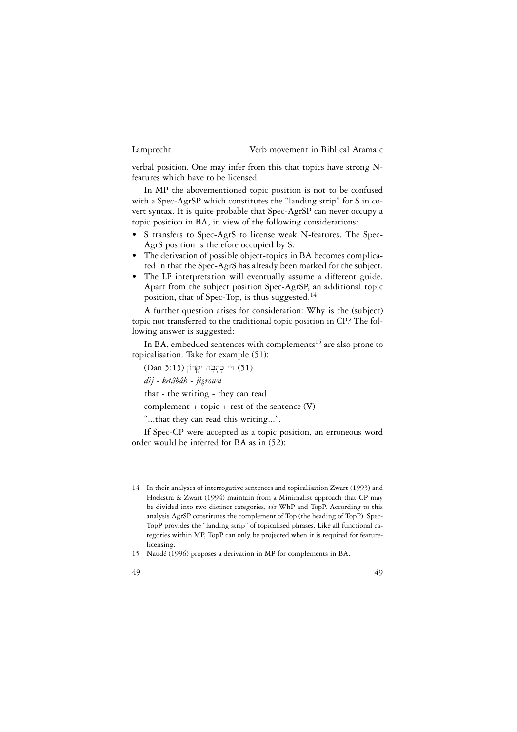verbal position. One may infer from this that topics have strong N-features which have to be licensed.

In MP the abovementioned topic position is not to be confused with a Spec-AgrSP which constitutes the "landing strip" for S in covert syntax. It is quite probable that Spec-AgrSP can never occupy a topic position in BA, in view of the following considerations:

- S transfers to Spec-AgrS to license weak N-features. The Spec-AgrS position is therefore occupied by S.
- The derivation of possible object-topics in BA becomes complicated in that the Spec-AgrS has already been marked for the subject.
- The LF interpretation will eventually assume a different guide. Apart from the subject position Spec-AgrSP, an additional topic position, that of Spec-Top, is thus suggested.[14]

A further question arises for consideration: Why is the (subject) topic not transferred to the traditional topic position in CP? The following answer is suggested:

In BA, embedded sentences with complements[15] are also prone to topicalisation. Take for example (51):

(51) דִּי־כְתָבָה יִקְרוֹן (Dan 5:15)

*dij - ketâbâh - jigrown*

that - the writing - they can read

complement + topic + rest of the sentence (V)

"...that they can read this writing...".

If Spec-CP were accepted as a topic position, an erroneous word order would be inferred for BA as in (52):

14 In their analyses of interrogative sentences and topicalisation Zwart (1993) and Hoekstra & Zwart (1994) maintain from a Minimalist approach that CP may be divided into two distinct categories, *viz* WhP and TopP. According to this analysis AgrSP constitutes the complement of Top (the heading of TopP). Spec-TopP provides the "landing strip" of topicalised phrases. Like all functional categories within MP, TopP can only be projected when it is required for feature-licensing.

15 Naudé (1996) proposes a derivation in MP for complements in BA.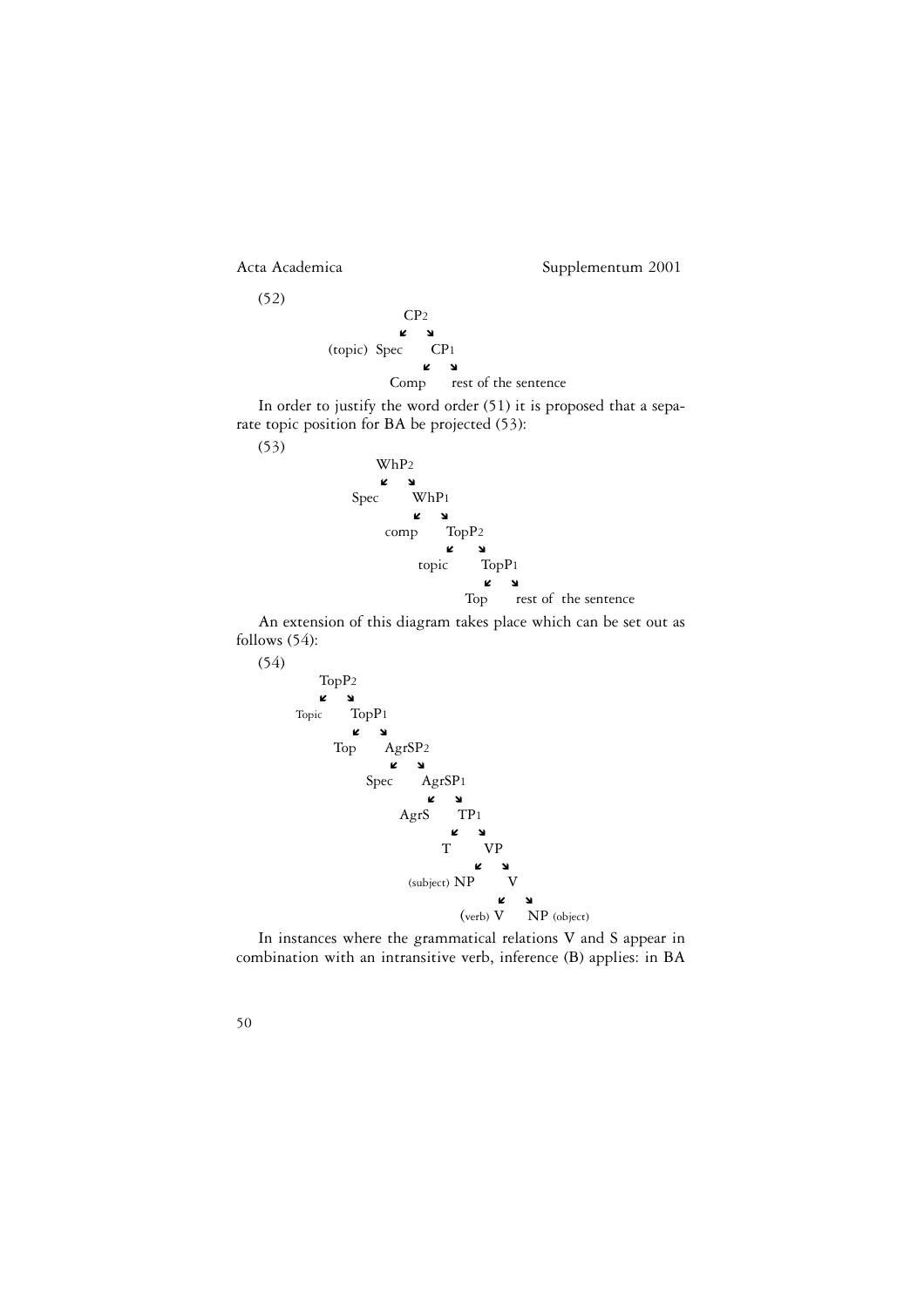(52)

```
                CP2
               ↙   ↘
   (topic)  Spec     CP1
                    ↙   ↘
                 Comp     rest of the sentence
```

In order to justify the word order (51) it is proposed that a separate topic position for BA be projected (53):

(53)

```
            WhP2
           ↙   ↘
        Spec     WhP1
                ↙   ↘
             comp     TopP2
                     ↙   ↘
                  topic     TopP1
                           ↙   ↘
                         Top     rest of  the sentence
```

An extension of this diagram takes place which can be set out as follows (54):

(54)

```
       TopP2
      ↙   ↘
  Topic     TopP1
           ↙   ↘
         Top     AgrSP2
                ↙   ↘
             Spec     AgrSP1
                     ↙   ↘
                  AgrS     TP1
                          ↙   ↘
                         T      VP
                               ↙   ↘
                   (subject) NP      V
                                    ↙   ↘
                              (verb) V     NP (object)
```

In instances where the grammatical relations V and S appear in combination with an intransitive verb, inference (B) applies: in BA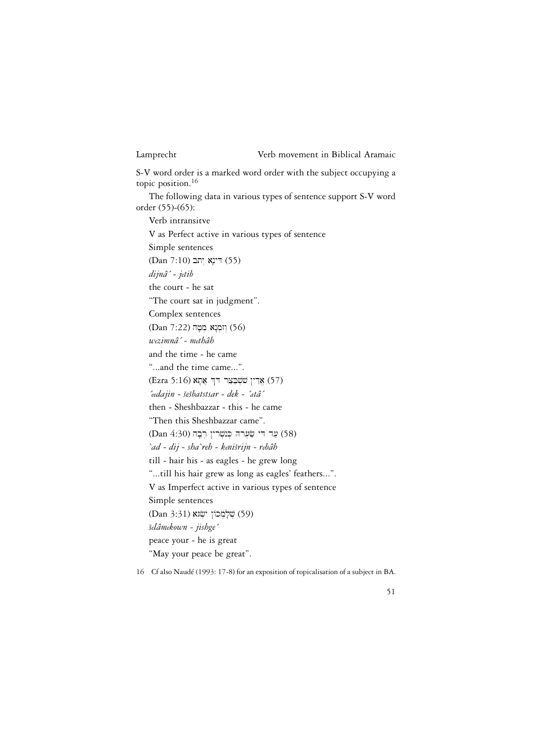S-V word order is a marked word order with the subject occupying a topic position.[16]

The following data in various types of sentence support S-V word order (55)-(65):

Verb intransitve

V as Perfect active in various types of sentence

Simple sentences

(55) דִּינָא יְתִב (Dan 7:10)

*dijnâ´ - jetib*

the court - he sat

"The court sat in judgment".

Complex sentences

(56) וְזִמְנָא מְטָה (Dan 7:22)

*wezimnâ´ - methâh*

and the time - he came

"...and the time came...".

(57) אֱדַיִן שֵׁשְׁבַּצַּר דֵּךְ אֲתָא (Ezra 5:16)

*´edajin - šešbatstsar - dek - ´atâ´*

then - Sheshbazzar - this - he came

"Then this Sheshbazzar came".

(58) עַד דִּי שַׂעְרֵהּ כְּנִשְׁרִין רְבָה (Dan 4:30)

*`ad - dij - sha`reh - kenišrijn - rebâh*

till - hair his - as eagles - he grew long

"...till his hair grew as long as eagles' feathers...".

V as Imperfect active in various types of sentence

Simple sentences

(59) שְׁלָמְכוֹן יִשְׂגֵּא (Dan 3:31)

*šelâmekown - jishge´*

peace your - he is great

"May your peace be great".

16 Cf also Naudé (1993: 17-8) for an exposition of topicalisation of a subject in BA.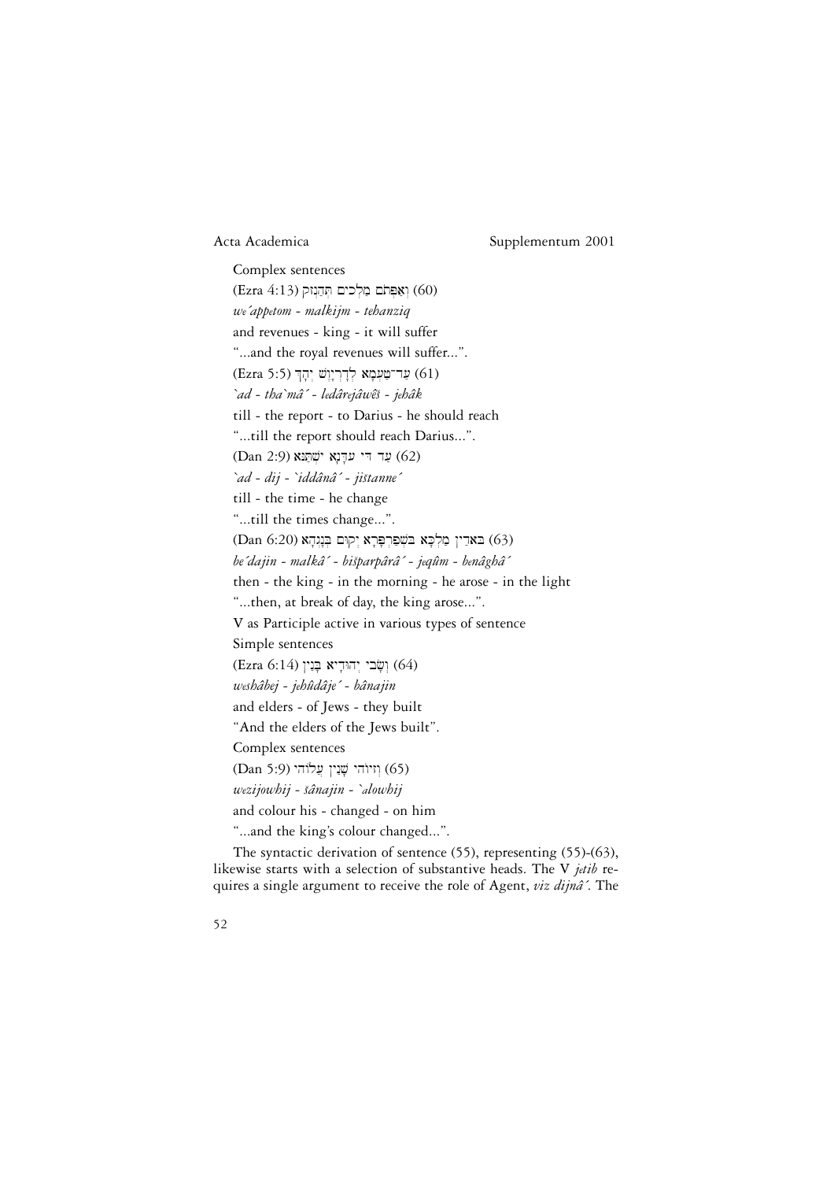Complex sentences

(60) וְאַפְּתֹם מַלְכִים תְּהַנְזִק (Ezra 4:13)

*we´appetom - malkijm - tehanziq*

and revenues - king - it will suffer

"...and the royal revenues will suffer...".

(61) עַד־טַעְמָא לְדָרְיָוֶשׁ יְהָךְ (Ezra 5:5)

*`ad - tha`mâ´ - ledârejâwêš - jehâk*

till - the report - to Darius - he should reach

"...till the report should reach Darius...".

(62) עַד דִּי עִדָּנָא יִשְׁתַּנֵּא (Dan 2:9)

*`ad - dij - `iddânâ´ - jištanne´*

till - the time - he change

"...till the times change...".

(63) בֵּאדַיִן מַלְכָּא בִּשְׁפַרְפָּרָא יְקוּם בְּנָגְהָא (Dan 6:20)

*be´dajin - malkâ´ - bišparpârâ´ - jeqûm - benâghâ´*

then - the king - in the morning - he arose - in the light

"...then, at break of day, the king arose...".

V as Participle active in various types of sentence

Simple sentences

(64) וְשָׂבֵי יְהוּדָיֵא בָּנַיִן (Ezra 6:14)

*weshâbej - jehûdâje´ - bânajin*

and elders - of Jews - they built

"And the elders of the Jews built".

Complex sentences

(65) וְזִיוֹהִי שָׁנַיִן עֲלוֹהִי (Dan 5:9)

*wezijowhij - šânajin - `alowhij*

and colour his - changed - on him

"...and the king's colour changed...".

The syntactic derivation of sentence (55), representing (55)-(63), likewise starts with a selection of substantive heads. The V *jetib* requires a single argument to receive the role of Agent, *viz dijnâ´*. The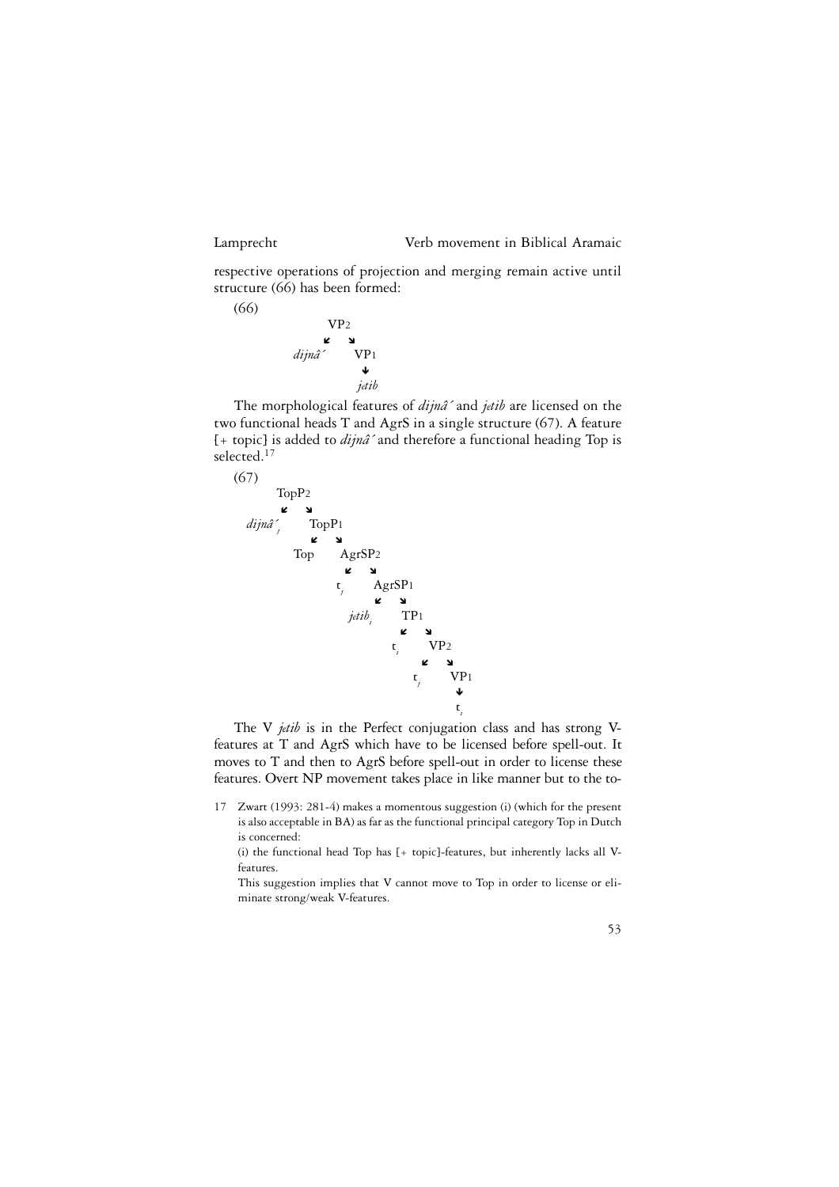respective operations of projection and merging remain active until structure (66) has been formed:

(66)

```
          VP2
         ↙   ↘
    dijnâ´     VP1
                ↓
               jetib
```

The morphological features of *dijnâ´* and *jetib* are licensed on the two functional heads T and AgrS in a single structure (67). A feature [+ topic] is added to *dijnâ´* and therefore a functional heading Top is selected.[17]

(67)

```
        TopP2
       ↙    ↘
  dijnâ´j    TopP1
            ↙    ↘
         Top      AgrSP2
                 ↙     ↘
               tj       AgrSP1
                       ↙      ↘
                   jetibi      TP1
                              ↙   ↘
                            ti     VP2
                                  ↙   ↘
                                tj     VP1
                                        ↓
                                        ti
```

The V *jetib* is in the Perfect conjugation class and has strong V-features at T and AgrS which have to be licensed before spell-out. It moves to T and then to AgrS before spell-out in order to license these features. Overt NP movement takes place in like manner but to the to-

17 Zwart (1993: 281-4) makes a momentous suggestion (i) (which for the present is also acceptable in BA) as far as the functional principal category Top in Dutch is concerned:

(i) the functional head Top has [+ topic]-features, but inherently lacks all V-features.

This suggestion implies that V cannot move to Top in order to license or eliminate strong/weak V-features.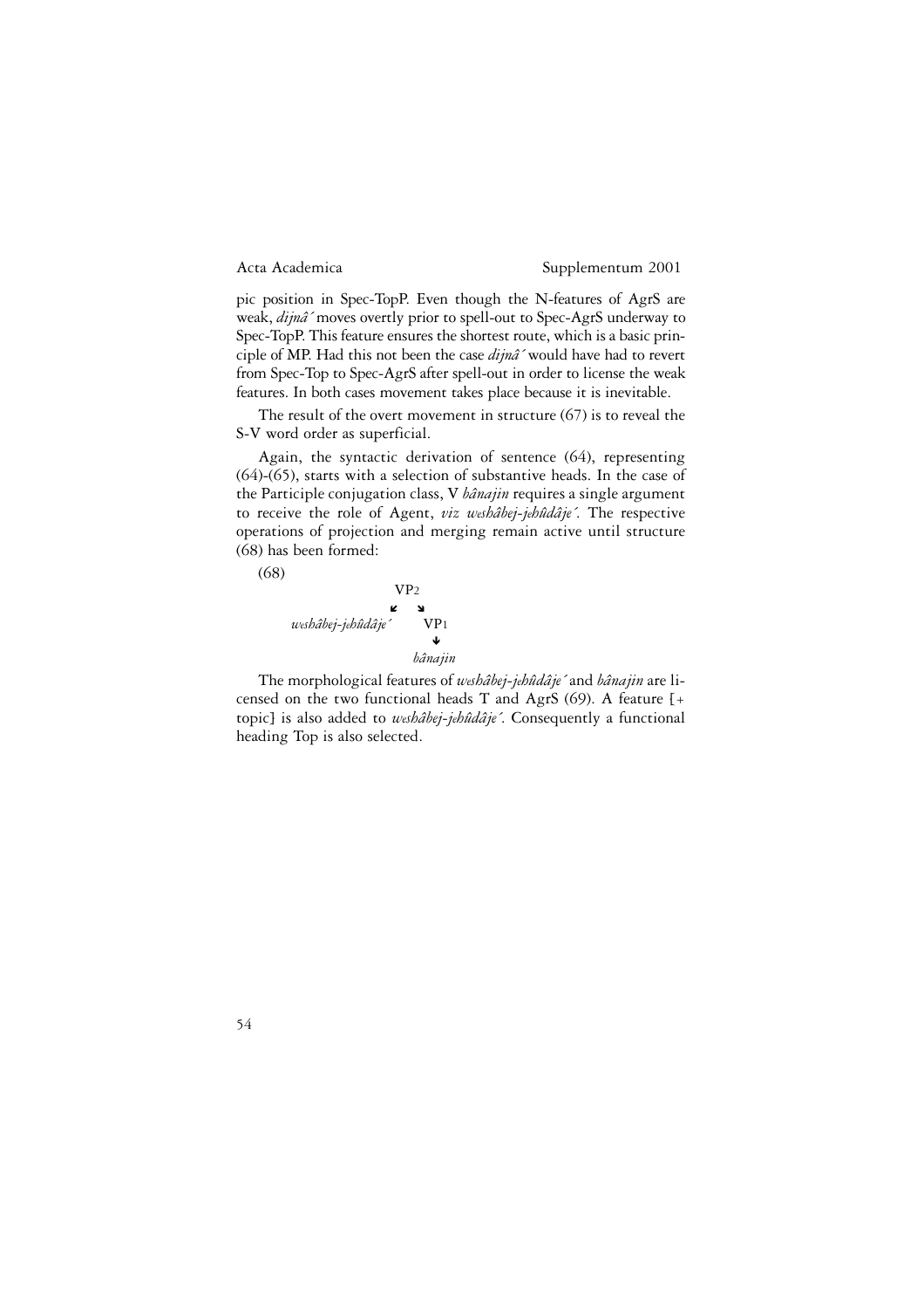pic position in Spec-TopP. Even though the N-features of AgrS are weak, *dijnâ´* moves overtly prior to spell-out to Spec-AgrS underway to Spec-TopP. This feature ensures the shortest route, which is a basic principle of MP. Had this not been the case *dijnâ´* would have had to revert from Spec-Top to Spec-AgrS after spell-out in order to license the weak features. In both cases movement takes place because it is inevitable.

The result of the overt movement in structure (67) is to reveal the S-V word order as superficial.

Again, the syntactic derivation of sentence (64), representing (64)-(65), starts with a selection of substantive heads. In the case of the Participle conjugation class, V *bânajin* requires a single argument to receive the role of Agent, *viz weshâbej-jehûdâje´*. The respective operations of projection and merging remain active until structure (68) has been formed:

(68)

```
              VP2
            ↙    ↘
weshâbej-jehûdâje´    VP1
                       ↓
                    bânajin
```

The morphological features of *weshâbej-jehûdâje´* and *bânajin* are licensed on the two functional heads T and AgrS (69). A feature [+ topic] is also added to *weshâbej-jehûdâje´*. Consequently a functional heading Top is also selected.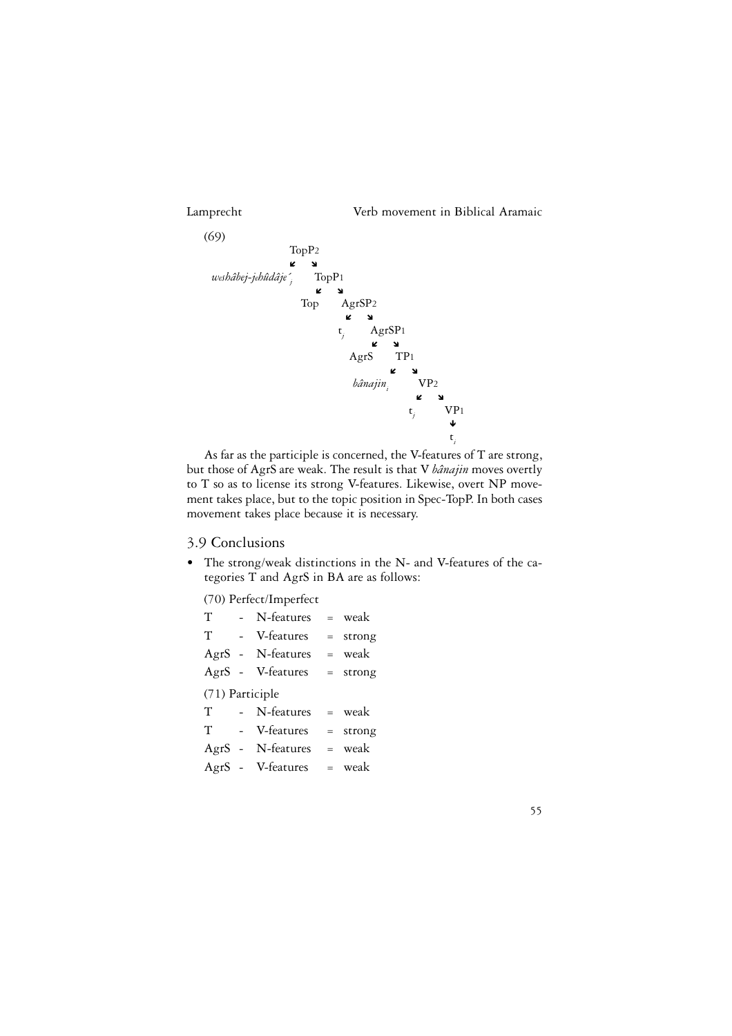(69)

```
                    TopP2
                   ↙    ↘
weshâbej-jehûdâje´j     TopP1
                       ↙    ↘
                     Top     AgrSP2
                            ↙    ↘
                          tj      AgrSP1
                                 ↙    ↘
                              AgrS     TP1
                                      ↙    ↘
                               bânajini     VP2
                                           ↙    ↘
                                         tj      VP1
                                                  ↓
                                                  ti
```

As far as the participle is concerned, the V-features of T are strong, but those of AgrS are weak. The result is that V *bânajin* moves overtly to T so as to license its strong V-features. Likewise, overt NP movement takes place, but to the topic position in Spec-TopP. In both cases movement takes place because it is necessary.

## 3.9 Conclusions

- The strong/weak distinctions in the N- and V-features of the categories T and AgrS in BA are as follows:

(70) Perfect/Imperfect

| | | | | |
|---|---|---|---|---|
| T | - | N-features | = | weak |
| T | - | V-features | = | strong |
| AgrS | - | N-features | = | weak |
| AgrS | - | V-features | = | strong |

(71) Participle

| | | | | |
|---|---|---|---|---|
| T | - | N-features | = | weak |
| T | - | V-features | = | strong |
| AgrS | - | N-features | = | weak |
| AgrS | - | V-features | = | weak |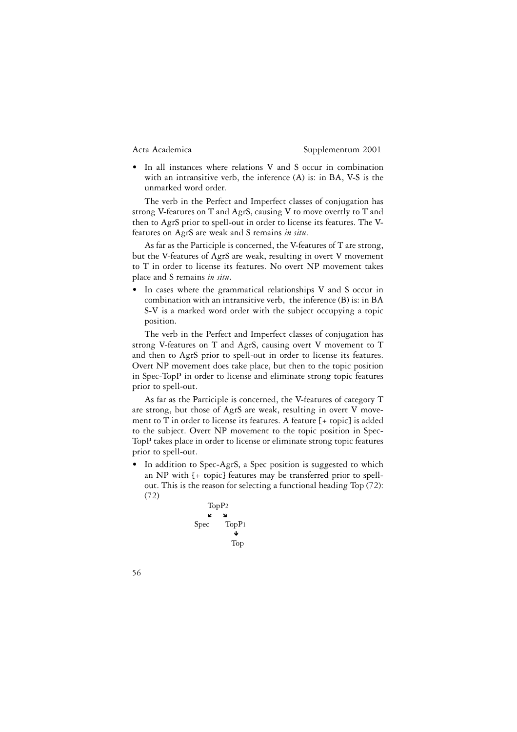- In all instances where relations V and S occur in combination with an intransitive verb, the inference (A) is: in BA, V-S is the unmarked word order.

The verb in the Perfect and Imperfect classes of conjugation has strong V-features on T and AgrS, causing V to move overtly to T and then to AgrS prior to spell-out in order to license its features. The V-features on AgrS are weak and S remains *in situ*.

As far as the Participle is concerned, the V-features of T are strong, but the V-features of AgrS are weak, resulting in overt V movement to T in order to license its features. No overt NP movement takes place and S remains *in situ*.

- In cases where the grammatical relationships V and S occur in combination with an intransitive verb, the inference (B) is: in BA S-V is a marked word order with the subject occupying a topic position.

The verb in the Perfect and Imperfect classes of conjugation has strong V-features on T and AgrS, causing overt V movement to T and then to AgrS prior to spell-out in order to license its features. Overt NP movement does take place, but then to the topic position in Spec-TopP in order to license and eliminate strong topic features prior to spell-out.

As far as the Participle is concerned, the V-features of category T are strong, but those of AgrS are weak, resulting in overt V movement to T in order to license its features. A feature [+ topic] is added to the subject. Overt NP movement to the topic position in Spec-TopP takes place in order to license or eliminate strong topic features prior to spell-out.

- In addition to Spec-AgrS, a Spec position is suggested to which an NP with [+ topic] features may be transferred prior to spell-out. This is the reason for selecting a functional heading Top (72):

(72)

```
        TopP2
       ↙    ↘
   Spec      TopP1
               ↓
              Top
```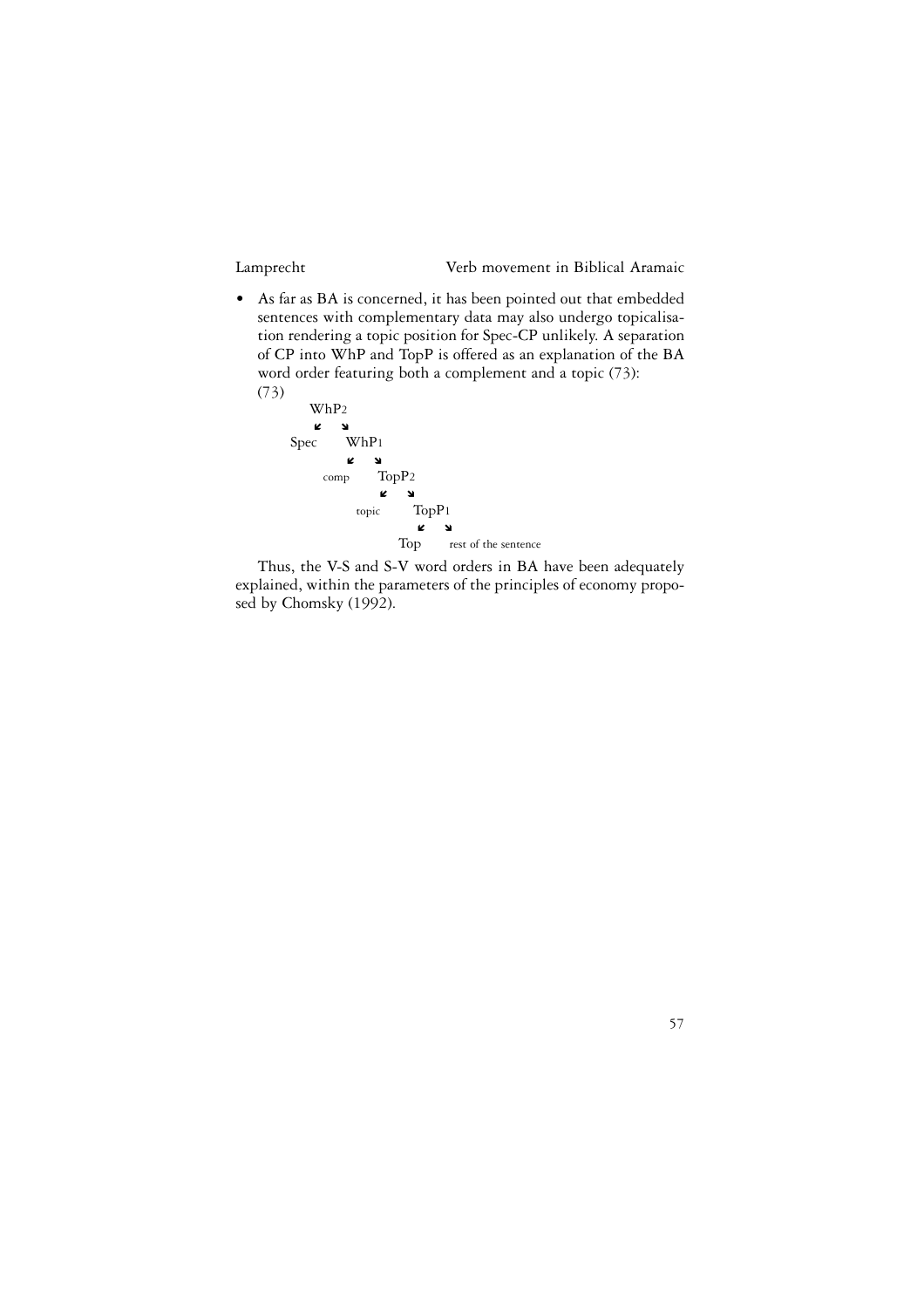- As far as BA is concerned, it has been pointed out that embedded sentences with complementary data may also undergo topicalisation rendering a topic position for Spec-CP unlikely. A separation of CP into WhP and TopP is offered as an explanation of the BA word order featuring both a complement and a topic (73):

(73)

```
        WhP2
       ↙    ↘
    Spec     WhP1
            ↙    ↘
         comp     TopP2
                 ↙    ↘
             topic     TopP1
                      ↙    ↘
                    Top     rest of the sentence
```

Thus, the V-S and S-V word orders in BA have been adequately explained, within the parameters of the principles of economy proposed by Chomsky (1992).